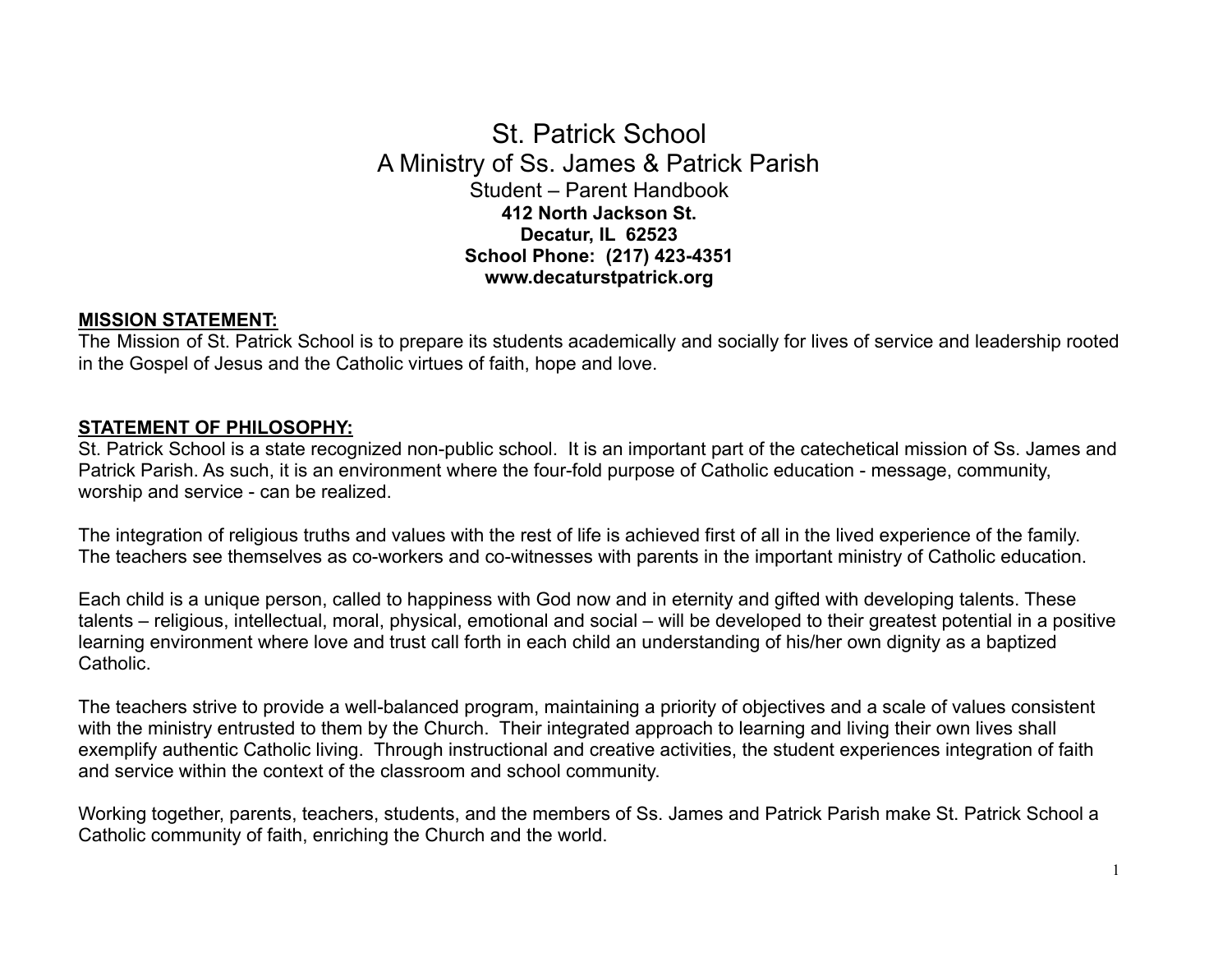# St. Patrick School

## A Ministry of Ss. James & Patrick Parish

### Student – Parent Handbook

**412 North Jackson St.**
**Decatur, IL 62523**
**School Phone: (217) 423-4351**
**www.decaturstpatrick.org**

**MISSION STATEMENT:**

The Mission of St. Patrick School is to prepare its students academically and socially for lives of service and leadership rooted in the Gospel of Jesus and the Catholic virtues of faith, hope and love.

**STATEMENT OF PHILOSOPHY:**

St. Patrick School is a state recognized non-public school. It is an important part of the catechetical mission of Ss. James and Patrick Parish. As such, it is an environment where the four-fold purpose of Catholic education - message, community, worship and service - can be realized.

The integration of religious truths and values with the rest of life is achieved first of all in the lived experience of the family. The teachers see themselves as co-workers and co-witnesses with parents in the important ministry of Catholic education.

Each child is a unique person, called to happiness with God now and in eternity and gifted with developing talents. These talents – religious, intellectual, moral, physical, emotional and social – will be developed to their greatest potential in a positive learning environment where love and trust call forth in each child an understanding of his/her own dignity as a baptized Catholic.

The teachers strive to provide a well-balanced program, maintaining a priority of objectives and a scale of values consistent with the ministry entrusted to them by the Church. Their integrated approach to learning and living their own lives shall exemplify authentic Catholic living. Through instructional and creative activities, the student experiences integration of faith and service within the context of the classroom and school community.

Working together, parents, teachers, students, and the members of Ss. James and Patrick Parish make St. Patrick School a Catholic community of faith, enriching the Church and the world.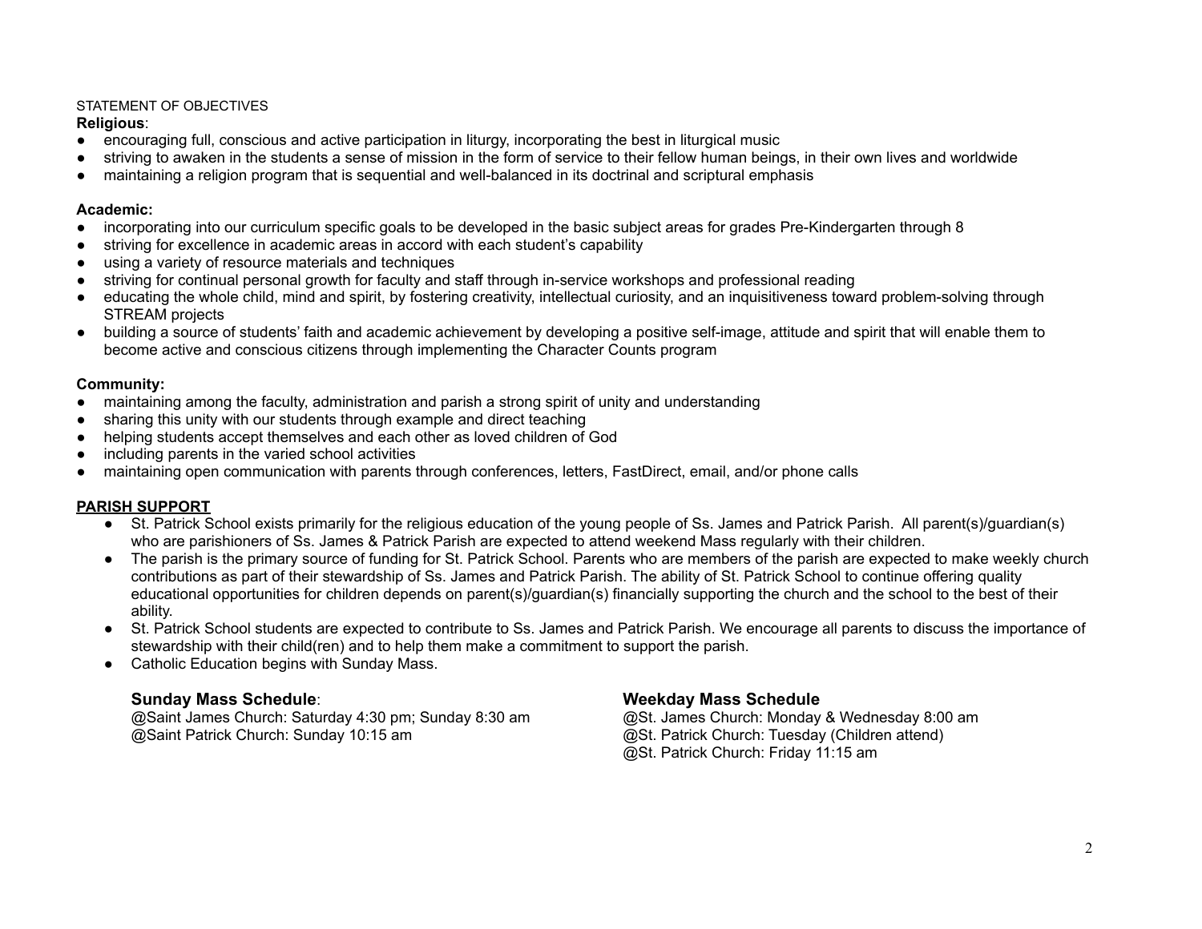STATEMENT OF OBJECTIVES

**Religious**:

- encouraging full, conscious and active participation in liturgy, incorporating the best in liturgical music
- striving to awaken in the students a sense of mission in the form of service to their fellow human beings, in their own lives and worldwide
- maintaining a religion program that is sequential and well-balanced in its doctrinal and scriptural emphasis

**Academic:**

- incorporating into our curriculum specific goals to be developed in the basic subject areas for grades Pre-Kindergarten through 8
- striving for excellence in academic areas in accord with each student's capability
- using a variety of resource materials and techniques
- striving for continual personal growth for faculty and staff through in-service workshops and professional reading
- educating the whole child, mind and spirit, by fostering creativity, intellectual curiosity, and an inquisitiveness toward problem-solving through STREAM projects
- building a source of students' faith and academic achievement by developing a positive self-image, attitude and spirit that will enable them to become active and conscious citizens through implementing the Character Counts program

**Community:**

- maintaining among the faculty, administration and parish a strong spirit of unity and understanding
- sharing this unity with our students through example and direct teaching
- helping students accept themselves and each other as loved children of God
- including parents in the varied school activities
- maintaining open communication with parents through conferences, letters, FastDirect, email, and/or phone calls

## PARISH SUPPORT

- St. Patrick School exists primarily for the religious education of the young people of Ss. James and Patrick Parish. All parent(s)/guardian(s) who are parishioners of Ss. James & Patrick Parish are expected to attend weekend Mass regularly with their children.
- The parish is the primary source of funding for St. Patrick School. Parents who are members of the parish are expected to make weekly church contributions as part of their stewardship of Ss. James and Patrick Parish. The ability of St. Patrick School to continue offering quality educational opportunities for children depends on parent(s)/guardian(s) financially supporting the church and the school to the best of their ability.
- St. Patrick School students are expected to contribute to Ss. James and Patrick Parish. We encourage all parents to discuss the importance of stewardship with their child(ren) and to help them make a commitment to support the parish.
- Catholic Education begins with Sunday Mass.

### Sunday Mass Schedule:

@Saint James Church: Saturday 4:30 pm; Sunday 8:30 am
@Saint Patrick Church: Sunday 10:15 am

### Weekday Mass Schedule

@St. James Church: Monday & Wednesday 8:00 am
@St. Patrick Church: Tuesday (Children attend)
@St. Patrick Church: Friday 11:15 am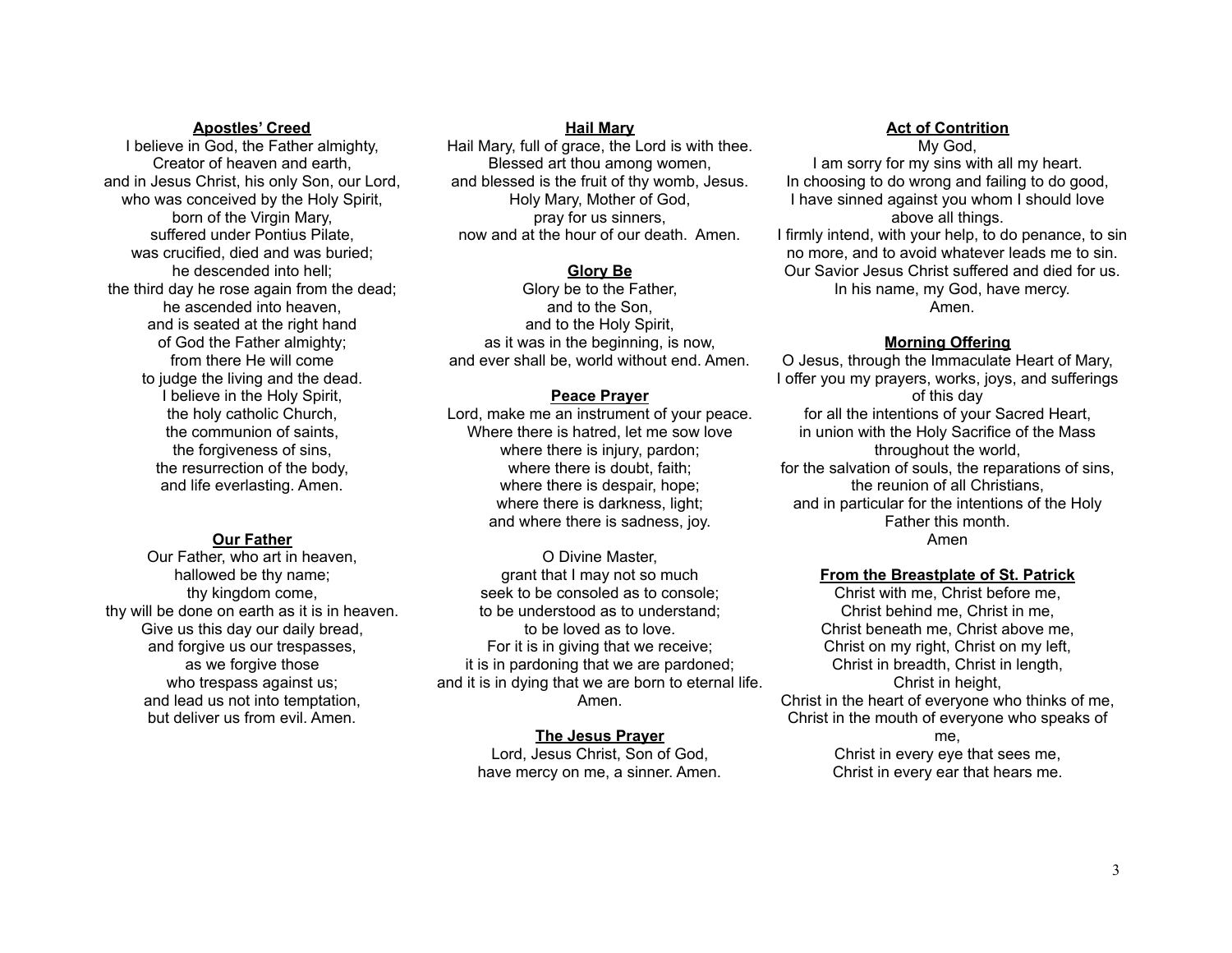**Apostles' Creed**

I believe in God, the Father almighty,
Creator of heaven and earth,
and in Jesus Christ, his only Son, our Lord,
who was conceived by the Holy Spirit,
born of the Virgin Mary,
suffered under Pontius Pilate,
was crucified, died and was buried;
he descended into hell;
the third day he rose again from the dead;
he ascended into heaven,
and is seated at the right hand
of God the Father almighty;
from there He will come
to judge the living and the dead.
I believe in the Holy Spirit,
the holy catholic Church,
the communion of saints,
the forgiveness of sins,
the resurrection of the body,
and life everlasting. Amen.

**Our Father**

Our Father, who art in heaven,
hallowed be thy name;
thy kingdom come,
thy will be done on earth as it is in heaven.
Give us this day our daily bread,
and forgive us our trespasses,
as we forgive those
who trespass against us;
and lead us not into temptation,
but deliver us from evil. Amen.

**Hail Mary**

Hail Mary, full of grace, the Lord is with thee.
Blessed art thou among women,
and blessed is the fruit of thy womb, Jesus.
Holy Mary, Mother of God,
pray for us sinners,
now and at the hour of our death. Amen.

**Glory Be**

Glory be to the Father,
and to the Son,
and to the Holy Spirit,
as it was in the beginning, is now,
and ever shall be, world without end. Amen.

**Peace Prayer**

Lord, make me an instrument of your peace.
Where there is hatred, let me sow love
where there is injury, pardon;
where there is doubt, faith;
where there is despair, hope;
where there is darkness, light;
and where there is sadness, joy.

O Divine Master,
grant that I may not so much
seek to be consoled as to console;
to be understood as to understand;
to be loved as to love.
For it is in giving that we receive;
it is in pardoning that we are pardoned;
and it is in dying that we are born to eternal life.
Amen.

**The Jesus Prayer**

Lord, Jesus Christ, Son of God,
have mercy on me, a sinner. Amen.

**Act of Contrition**

My God,
I am sorry for my sins with all my heart.
In choosing to do wrong and failing to do good,
I have sinned against you whom I should love
above all things.
I firmly intend, with your help, to do penance, to sin
no more, and to avoid whatever leads me to sin.
Our Savior Jesus Christ suffered and died for us.
In his name, my God, have mercy.
Amen.

**Morning Offering**

O Jesus, through the Immaculate Heart of Mary,
I offer you my prayers, works, joys, and sufferings
of this day
for all the intentions of your Sacred Heart,
in union with the Holy Sacrifice of the Mass
throughout the world,
for the salvation of souls, the reparations of sins,
the reunion of all Christians,
and in particular for the intentions of the Holy
Father this month.
Amen

**From the Breastplate of St. Patrick**

Christ with me, Christ before me,
Christ behind me, Christ in me,
Christ beneath me, Christ above me,
Christ on my right, Christ on my left,
Christ in breadth, Christ in length,
Christ in height,
Christ in the heart of everyone who thinks of me,
Christ in the mouth of everyone who speaks of
me,
Christ in every eye that sees me,
Christ in every ear that hears me.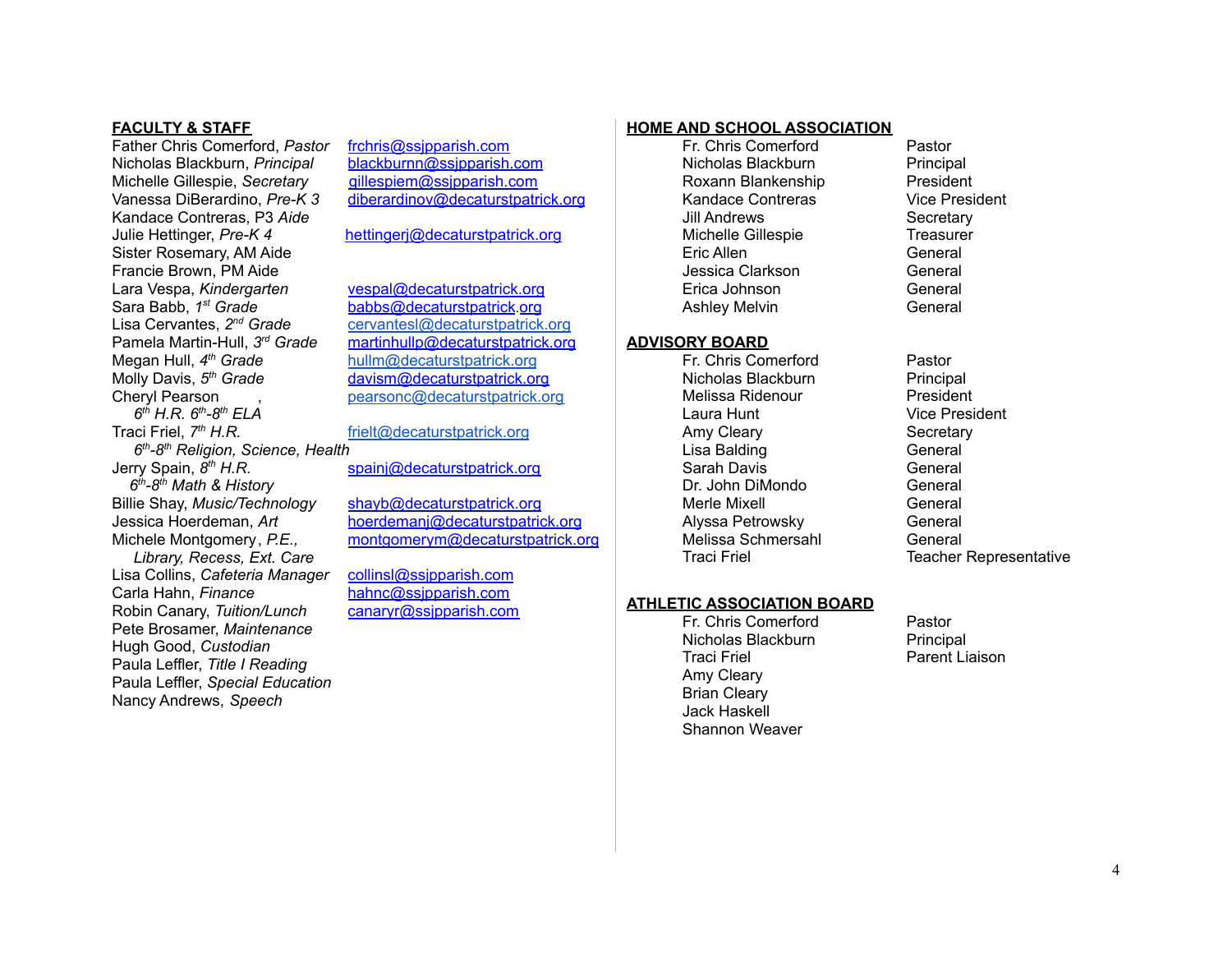## FACULTY & STAFF

| Name, Position | Email |
|---|---|
| Father Chris Comerford, *Pastor* | frchris@ssjpparish.com |
| Nicholas Blackburn, *Principal* | blackburnn@ssjpparish.com |
| Michelle Gillespie, *Secretary* | gillespiem@ssjpparish.com |
| Vanessa DiBerardino, *Pre-K 3* | diberardinov@decaturstpatrick.org |
| Kandace Contreras, P3 *Aide* | |
| Julie Hettinger, *Pre-K 4* | hettingerj@decaturstpatrick.org |
| Sister Rosemary, AM Aide | |
| Francie Brown, PM Aide | |
| Lara Vespa, *Kindergarten* | vespal@decaturstpatrick.org |
| Sara Babb, *1st Grade* | babbs@decaturstpatrick.org |
| Lisa Cervantes, *2nd Grade* | cervantesl@decaturstpatrick.org |
| Pamela Martin-Hull, *3rd Grade* | martinhullp@decaturstpatrick.org |
| Megan Hull, *4th Grade* | hullm@decaturstpatrick.org |
| Molly Davis, *5th Grade* | davism@decaturstpatrick.org |
| Cheryl Pearson, *6th H.R. 6th-8th ELA* | pearsonc@decaturstpatrick.org |
| Traci Friel, *7th H.R. 6th-8th Religion, Science, Health* | frielt@decaturstpatrick.org |
| Jerry Spain, *8th H.R. 6th-8th Math & History* | spainj@decaturstpatrick.org |
| Billie Shay, *Music/Technology* | shayb@decaturstpatrick.org |
| Jessica Hoerdeman, *Art* | hoerdemanj@decaturstpatrick.org |
| Michele Montgomery, *P.E., Library, Recess, Ext. Care* | montgomerym@decaturstpatrick.org |
| Lisa Collins, *Cafeteria Manager* | collinsl@ssjpparish.com |
| Carla Hahn, *Finance* | hahnc@ssjpparish.com |
| Robin Canary, *Tuition/Lunch* | canaryr@ssjpparish.com |
| Pete Brosamer, *Maintenance* | |
| Hugh Good, *Custodian* | |
| Paula Leffler, *Title I Reading* | |
| Paula Leffler, *Special Education* | |
| Nancy Andrews, *Speech* | |

## HOME AND SCHOOL ASSOCIATION

| Name | Position |
|---|---|
| Fr. Chris Comerford | Pastor |
| Nicholas Blackburn | Principal |
| Roxann Blankenship | President |
| Kandace Contreras | Vice President |
| Jill Andrews | Secretary |
| Michelle Gillespie | Treasurer |
| Eric Allen | General |
| Jessica Clarkson | General |
| Erica Johnson | General |
| Ashley Melvin | General |

## ADVISORY BOARD

| Name | Position |
|---|---|
| Fr. Chris Comerford | Pastor |
| Nicholas Blackburn | Principal |
| Melissa Ridenour | President |
| Laura Hunt | Vice President |
| Amy Cleary | Secretary |
| Lisa Balding | General |
| Sarah Davis | General |
| Dr. John DiMondo | General |
| Merle Mixell | General |
| Alyssa Petrowsky | General |
| Melissa Schmersahl | General |
| Traci Friel | Teacher Representative |

## ATHLETIC ASSOCIATION BOARD

| Name | Position |
|---|---|
| Fr. Chris Comerford | Pastor |
| Nicholas Blackburn | Principal |
| Traci Friel | Parent Liaison |
| Amy Cleary | |
| Brian Cleary | |
| Jack Haskell | |
| Shannon Weaver | |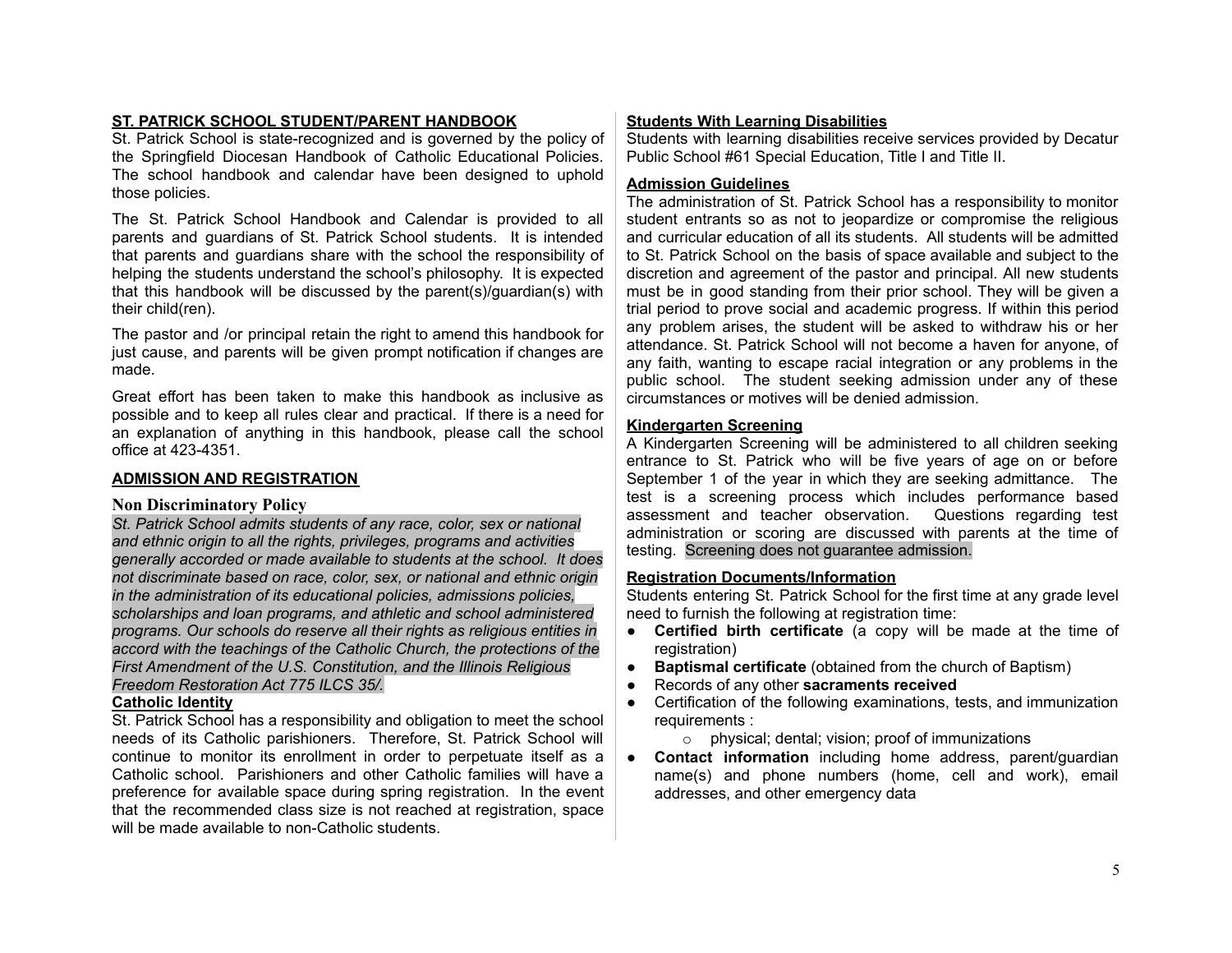## ST. PATRICK SCHOOL STUDENT/PARENT HANDBOOK

St. Patrick School is state-recognized and is governed by the policy of the Springfield Diocesan Handbook of Catholic Educational Policies. The school handbook and calendar have been designed to uphold those policies.

The St. Patrick School Handbook and Calendar is provided to all parents and guardians of St. Patrick School students. It is intended that parents and guardians share with the school the responsibility of helping the students understand the school's philosophy. It is expected that this handbook will be discussed by the parent(s)/guardian(s) with their child(ren).

The pastor and /or principal retain the right to amend this handbook for just cause, and parents will be given prompt notification if changes are made.

Great effort has been taken to make this handbook as inclusive as possible and to keep all rules clear and practical. If there is a need for an explanation of anything in this handbook, please call the school office at 423-4351.

## ADMISSION AND REGISTRATION

### Non Discriminatory Policy

*St. Patrick School admits students of any race, color, sex or national and ethnic origin to all the rights, privileges, programs and activities generally accorded or made available to students at the school. It does not discriminate based on race, color, sex, or national and ethnic origin in the administration of its educational policies, admissions policies, scholarships and loan programs, and athletic and school administered programs. Our schools do reserve all their rights as religious entities in accord with the teachings of the Catholic Church, the protections of the First Amendment of the U.S. Constitution, and the Illinois Religious Freedom Restoration Act 775 ILCS 35/.*

### Catholic Identity

St. Patrick School has a responsibility and obligation to meet the school needs of its Catholic parishioners. Therefore, St. Patrick School will continue to monitor its enrollment in order to perpetuate itself as a Catholic school. Parishioners and other Catholic families will have a preference for available space during spring registration. In the event that the recommended class size is not reached at registration, space will be made available to non-Catholic students.

### Students With Learning Disabilities

Students with learning disabilities receive services provided by Decatur Public School #61 Special Education, Title I and Title II.

### Admission Guidelines

The administration of St. Patrick School has a responsibility to monitor student entrants so as not to jeopardize or compromise the religious and curricular education of all its students. All students will be admitted to St. Patrick School on the basis of space available and subject to the discretion and agreement of the pastor and principal. All new students must be in good standing from their prior school. They will be given a trial period to prove social and academic progress. If within this period any problem arises, the student will be asked to withdraw his or her attendance. St. Patrick School will not become a haven for anyone, of any faith, wanting to escape racial integration or any problems in the public school. The student seeking admission under any of these circumstances or motives will be denied admission.

### Kindergarten Screening

A Kindergarten Screening will be administered to all children seeking entrance to St. Patrick who will be five years of age on or before September 1 of the year in which they are seeking admittance. The test is a screening process which includes performance based assessment and teacher observation. Questions regarding test administration or scoring are discussed with parents at the time of testing. Screening does not guarantee admission.

### Registration Documents/Information

Students entering St. Patrick School for the first time at any grade level need to furnish the following at registration time:

- **Certified birth certificate** (a copy will be made at the time of registration)
- **Baptismal certificate** (obtained from the church of Baptism)
- Records of any other **sacraments received**
- Certification of the following examinations, tests, and immunization requirements :
  - physical; dental; vision; proof of immunizations
- **Contact information** including home address, parent/guardian name(s) and phone numbers (home, cell and work), email addresses, and other emergency data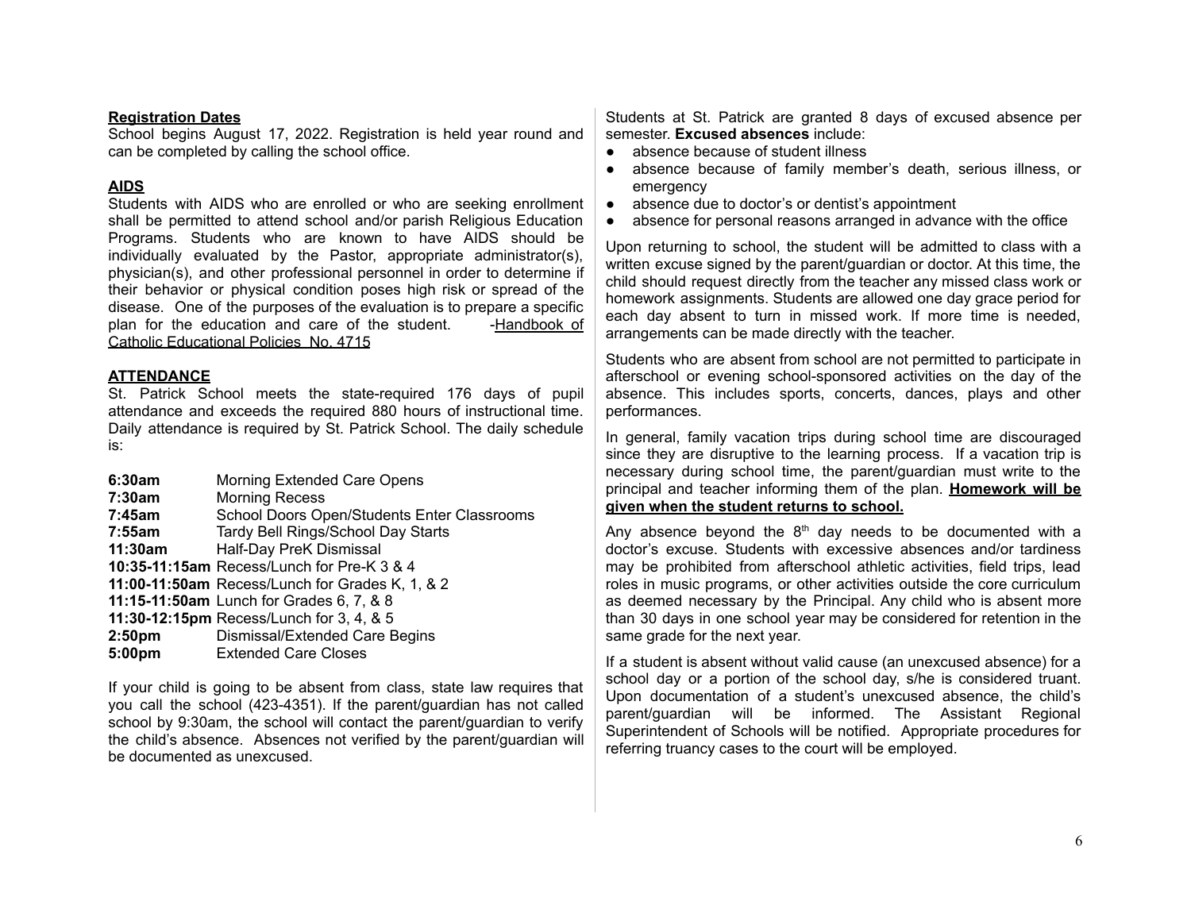**Registration Dates**

School begins August 17, 2022. Registration is held year round and can be completed by calling the school office.

**AIDS**

Students with AIDS who are enrolled or who are seeking enrollment shall be permitted to attend school and/or parish Religious Education Programs. Students who are known to have AIDS should be individually evaluated by the Pastor, appropriate administrator(s), physician(s), and other professional personnel in order to determine if their behavior or physical condition poses high risk or spread of the disease. One of the purposes of the evaluation is to prepare a specific plan for the education and care of the student. -Handbook of Catholic Educational Policies No. 4715

**ATTENDANCE**

St. Patrick School meets the state-required 176 days of pupil attendance and exceeds the required 880 hours of instructional time. Daily attendance is required by St. Patrick School. The daily schedule is:

**6:30am** Morning Extended Care Opens
**7:30am** Morning Recess
**7:45am** School Doors Open/Students Enter Classrooms
**7:55am** Tardy Bell Rings/School Day Starts
**11:30am** Half-Day PreK Dismissal
**10:35-11:15am** Recess/Lunch for Pre-K 3 & 4
**11:00-11:50am** Recess/Lunch for Grades K, 1, & 2
**11:15-11:50am** Lunch for Grades 6, 7, & 8
**11:30-12:15pm** Recess/Lunch for 3, 4, & 5
**2:50pm** Dismissal/Extended Care Begins
**5:00pm** Extended Care Closes

If your child is going to be absent from class, state law requires that you call the school (423-4351). If the parent/guardian has not called school by 9:30am, the school will contact the parent/guardian to verify the child's absence. Absences not verified by the parent/guardian will be documented as unexcused.

Students at St. Patrick are granted 8 days of excused absence per semester. **Excused absences** include:

- absence because of student illness
- absence because of family member's death, serious illness, or emergency
- absence due to doctor's or dentist's appointment
- absence for personal reasons arranged in advance with the office

Upon returning to school, the student will be admitted to class with a written excuse signed by the parent/guardian or doctor. At this time, the child should request directly from the teacher any missed class work or homework assignments. Students are allowed one day grace period for each day absent to turn in missed work. If more time is needed, arrangements can be made directly with the teacher.

Students who are absent from school are not permitted to participate in afterschool or evening school-sponsored activities on the day of the absence. This includes sports, concerts, dances, plays and other performances.

In general, family vacation trips during school time are discouraged since they are disruptive to the learning process. If a vacation trip is necessary during school time, the parent/guardian must write to the principal and teacher informing them of the plan. **Homework will be given when the student returns to school.**

Any absence beyond the 8th day needs to be documented with a doctor's excuse. Students with excessive absences and/or tardiness may be prohibited from afterschool athletic activities, field trips, lead roles in music programs, or other activities outside the core curriculum as deemed necessary by the Principal. Any child who is absent more than 30 days in one school year may be considered for retention in the same grade for the next year.

If a student is absent without valid cause (an unexcused absence) for a school day or a portion of the school day, s/he is considered truant. Upon documentation of a student's unexcused absence, the child's parent/guardian will be informed. The Assistant Regional Superintendent of Schools will be notified. Appropriate procedures for referring truancy cases to the court will be employed.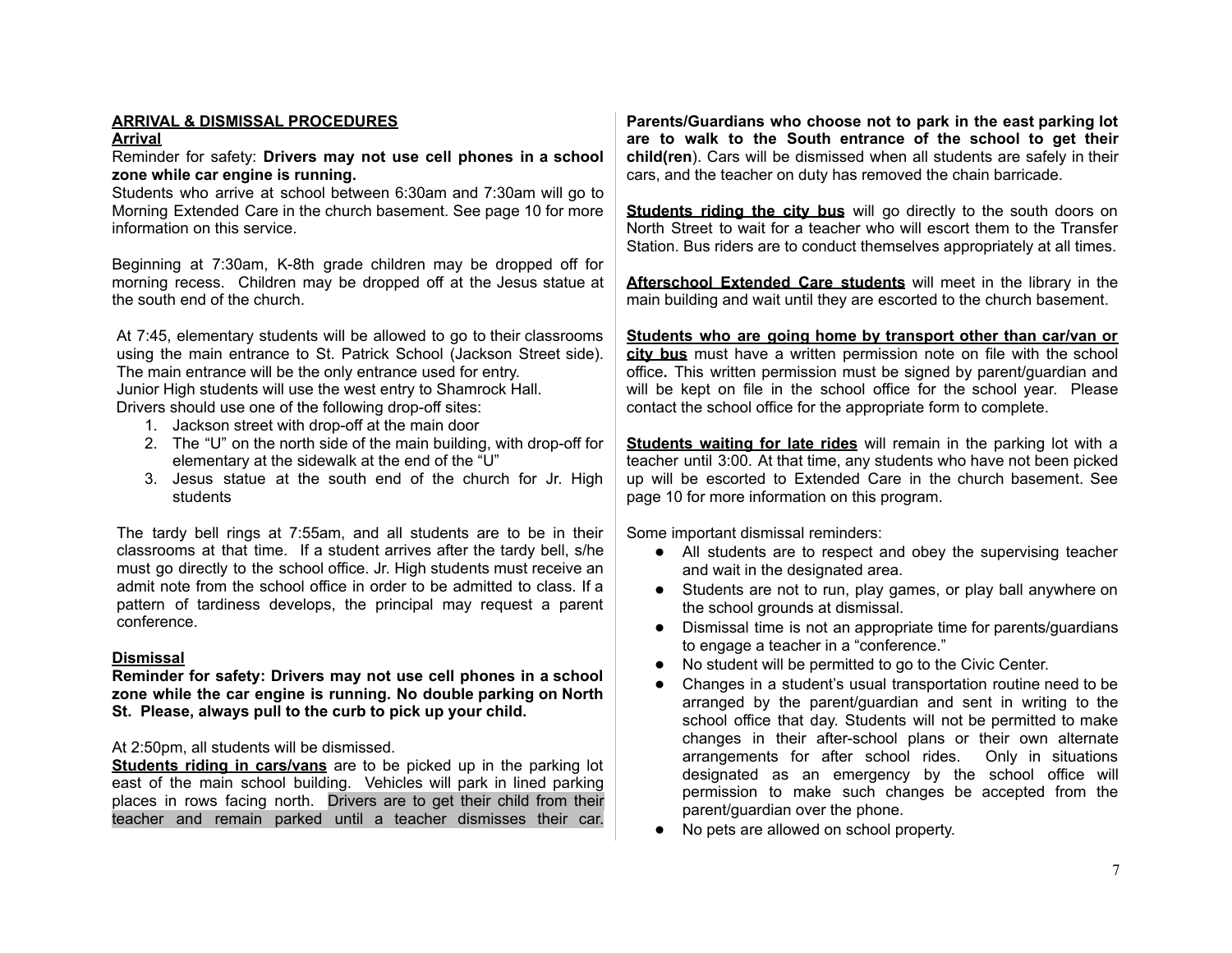## ARRIVAL & DISMISSAL PROCEDURES

### Arrival

Reminder for safety: **Drivers may not use cell phones in a school zone while car engine is running.**

Students who arrive at school between 6:30am and 7:30am will go to Morning Extended Care in the church basement. See page 10 for more information on this service.

Beginning at 7:30am, K-8th grade children may be dropped off for morning recess. Children may be dropped off at the Jesus statue at the south end of the church.

At 7:45, elementary students will be allowed to go to their classrooms using the main entrance to St. Patrick School (Jackson Street side). The main entrance will be the only entrance used for entry.
Junior High students will use the west entry to Shamrock Hall.
Drivers should use one of the following drop-off sites:

1. Jackson street with drop-off at the main door
2. The "U" on the north side of the main building, with drop-off for elementary at the sidewalk at the end of the "U"
3. Jesus statue at the south end of the church for Jr. High students

The tardy bell rings at 7:55am, and all students are to be in their classrooms at that time. If a student arrives after the tardy bell, s/he must go directly to the school office. Jr. High students must receive an admit note from the school office in order to be admitted to class. If a pattern of tardiness develops, the principal may request a parent conference.

### Dismissal

**Reminder for safety: Drivers may not use cell phones in a school zone while the car engine is running. No double parking on North St. Please, always pull to the curb to pick up your child.**

At 2:50pm, all students will be dismissed.

**Students riding in cars/vans** are to be picked up in the parking lot east of the main school building. Vehicles will park in lined parking places in rows facing north. Drivers are to get their child from their teacher and remain parked until a teacher dismisses their car. **Parents/Guardians who choose not to park in the east parking lot are to walk to the South entrance of the school to get their child(ren**). Cars will be dismissed when all students are safely in their cars, and the teacher on duty has removed the chain barricade.

**Students riding the city bus** will go directly to the south doors on North Street to wait for a teacher who will escort them to the Transfer Station. Bus riders are to conduct themselves appropriately at all times.

**Afterschool Extended Care students** will meet in the library in the main building and wait until they are escorted to the church basement.

**Students who are going home by transport other than car/van or city bus** must have a written permission note on file with the school office**.** This written permission must be signed by parent/guardian and will be kept on file in the school office for the school year. Please contact the school office for the appropriate form to complete.

**Students waiting for late rides** will remain in the parking lot with a teacher until 3:00. At that time, any students who have not been picked up will be escorted to Extended Care in the church basement. See page 10 for more information on this program.

Some important dismissal reminders:

- All students are to respect and obey the supervising teacher and wait in the designated area.
- Students are not to run, play games, or play ball anywhere on the school grounds at dismissal.
- Dismissal time is not an appropriate time for parents/guardians to engage a teacher in a "conference."
- No student will be permitted to go to the Civic Center.
- Changes in a student's usual transportation routine need to be arranged by the parent/guardian and sent in writing to the school office that day. Students will not be permitted to make changes in their after-school plans or their own alternate arrangements for after school rides. Only in situations designated as an emergency by the school office will permission to make such changes be accepted from the parent/guardian over the phone.
- No pets are allowed on school property.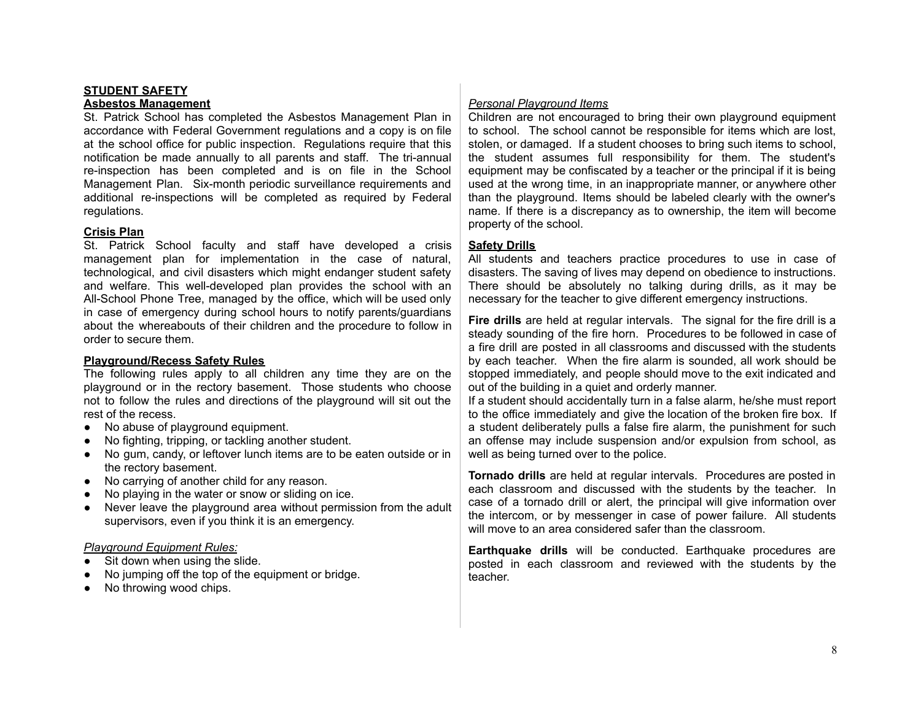## STUDENT SAFETY

### Asbestos Management

St. Patrick School has completed the Asbestos Management Plan in accordance with Federal Government regulations and a copy is on file at the school office for public inspection. Regulations require that this notification be made annually to all parents and staff. The tri-annual re-inspection has been completed and is on file in the School Management Plan. Six-month periodic surveillance requirements and additional re-inspections will be completed as required by Federal regulations.

### Crisis Plan

St. Patrick School faculty and staff have developed a crisis management plan for implementation in the case of natural, technological, and civil disasters which might endanger student safety and welfare. This well-developed plan provides the school with an All-School Phone Tree, managed by the office, which will be used only in case of emergency during school hours to notify parents/guardians about the whereabouts of their children and the procedure to follow in order to secure them.

### Playground/Recess Safety Rules

The following rules apply to all children any time they are on the playground or in the rectory basement. Those students who choose not to follow the rules and directions of the playground will sit out the rest of the recess.

- No abuse of playground equipment.
- No fighting, tripping, or tackling another student.
- No gum, candy, or leftover lunch items are to be eaten outside or in the rectory basement.
- No carrying of another child for any reason.
- No playing in the water or snow or sliding on ice.
- Never leave the playground area without permission from the adult supervisors, even if you think it is an emergency.

*Playground Equipment Rules:*

- Sit down when using the slide.
- No jumping off the top of the equipment or bridge.
- No throwing wood chips.

*Personal Playground Items*

Children are not encouraged to bring their own playground equipment to school. The school cannot be responsible for items which are lost, stolen, or damaged. If a student chooses to bring such items to school, the student assumes full responsibility for them. The student's equipment may be confiscated by a teacher or the principal if it is being used at the wrong time, in an inappropriate manner, or anywhere other than the playground. Items should be labeled clearly with the owner's name. If there is a discrepancy as to ownership, the item will become property of the school.

### Safety Drills

All students and teachers practice procedures to use in case of disasters. The saving of lives may depend on obedience to instructions. There should be absolutely no talking during drills, as it may be necessary for the teacher to give different emergency instructions.

**Fire drills** are held at regular intervals. The signal for the fire drill is a steady sounding of the fire horn. Procedures to be followed in case of a fire drill are posted in all classrooms and discussed with the students by each teacher. When the fire alarm is sounded, all work should be stopped immediately, and people should move to the exit indicated and out of the building in a quiet and orderly manner.

If a student should accidentally turn in a false alarm, he/she must report to the office immediately and give the location of the broken fire box. If a student deliberately pulls a false fire alarm, the punishment for such an offense may include suspension and/or expulsion from school, as well as being turned over to the police.

**Tornado drills** are held at regular intervals. Procedures are posted in each classroom and discussed with the students by the teacher. In case of a tornado drill or alert, the principal will give information over the intercom, or by messenger in case of power failure. All students will move to an area considered safer than the classroom.

**Earthquake drills** will be conducted. Earthquake procedures are posted in each classroom and reviewed with the students by the teacher.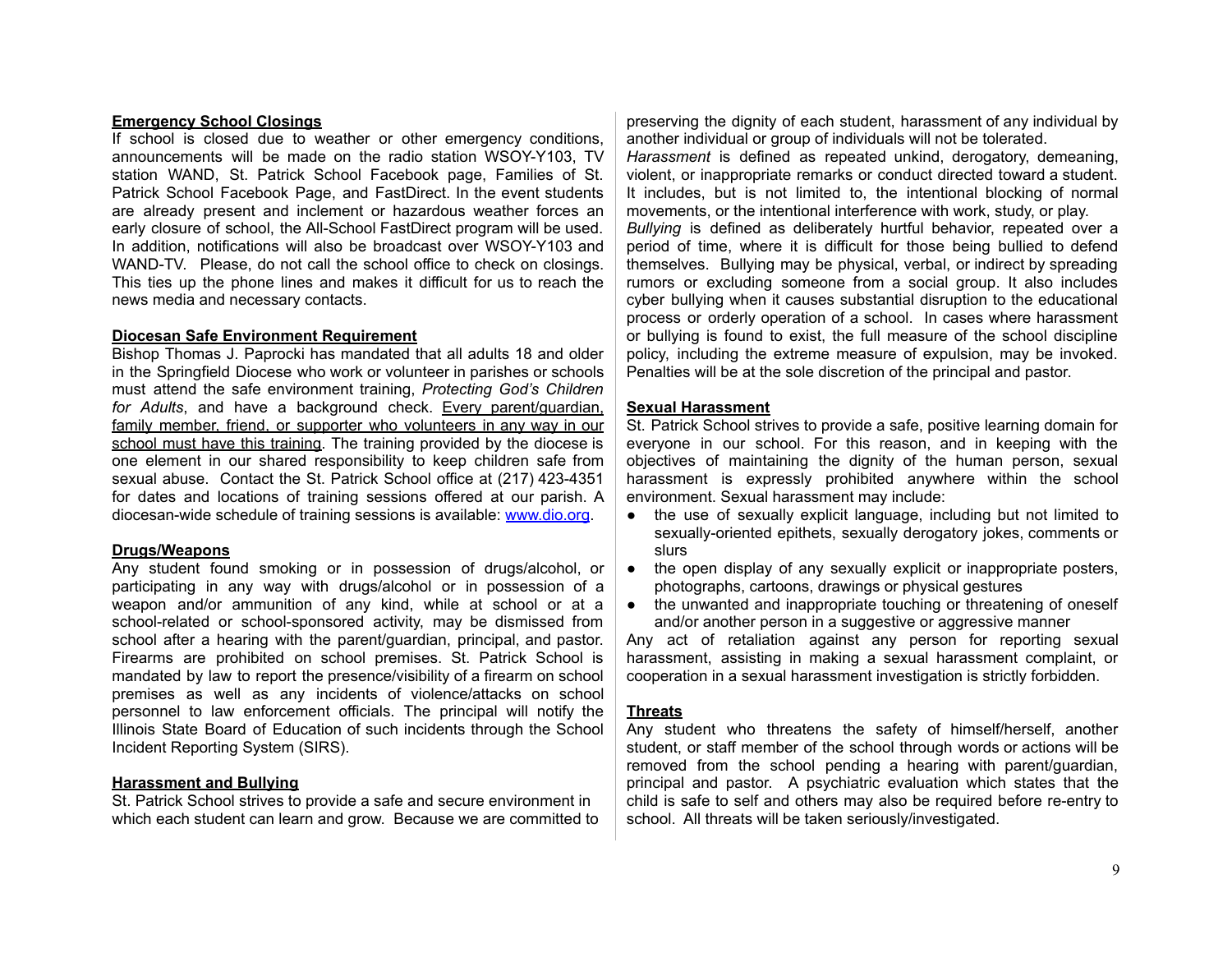**Emergency School Closings**

If school is closed due to weather or other emergency conditions, announcements will be made on the radio station WSOY-Y103, TV station WAND, St. Patrick School Facebook page, Families of St. Patrick School Facebook Page, and FastDirect. In the event students are already present and inclement or hazardous weather forces an early closure of school, the All-School FastDirect program will be used. In addition, notifications will also be broadcast over WSOY-Y103 and WAND-TV. Please, do not call the school office to check on closings. This ties up the phone lines and makes it difficult for us to reach the news media and necessary contacts.

**Diocesan Safe Environment Requirement**

Bishop Thomas J. Paprocki has mandated that all adults 18 and older in the Springfield Diocese who work or volunteer in parishes or schools must attend the safe environment training, *Protecting God's Children for Adults*, and have a background check. Every parent/guardian, family member, friend, or supporter who volunteers in any way in our school must have this training. The training provided by the diocese is one element in our shared responsibility to keep children safe from sexual abuse. Contact the St. Patrick School office at (217) 423-4351 for dates and locations of training sessions offered at our parish. A diocesan-wide schedule of training sessions is available: www.dio.org.

**Drugs/Weapons**

Any student found smoking or in possession of drugs/alcohol, or participating in any way with drugs/alcohol or in possession of a weapon and/or ammunition of any kind, while at school or at a school-related or school-sponsored activity, may be dismissed from school after a hearing with the parent/guardian, principal, and pastor. Firearms are prohibited on school premises. St. Patrick School is mandated by law to report the presence/visibility of a firearm on school premises as well as any incidents of violence/attacks on school personnel to law enforcement officials. The principal will notify the Illinois State Board of Education of such incidents through the School Incident Reporting System (SIRS).

**Harassment and Bullying**

St. Patrick School strives to provide a safe and secure environment in which each student can learn and grow. Because we are committed to preserving the dignity of each student, harassment of any individual by another individual or group of individuals will not be tolerated.

*Harassment* is defined as repeated unkind, derogatory, demeaning, violent, or inappropriate remarks or conduct directed toward a student. It includes, but is not limited to, the intentional blocking of normal movements, or the intentional interference with work, study, or play.

*Bullying* is defined as deliberately hurtful behavior, repeated over a period of time, where it is difficult for those being bullied to defend themselves. Bullying may be physical, verbal, or indirect by spreading rumors or excluding someone from a social group. It also includes cyber bullying when it causes substantial disruption to the educational process or orderly operation of a school. In cases where harassment or bullying is found to exist, the full measure of the school discipline policy, including the extreme measure of expulsion, may be invoked. Penalties will be at the sole discretion of the principal and pastor.

**Sexual Harassment**

St. Patrick School strives to provide a safe, positive learning domain for everyone in our school. For this reason, and in keeping with the objectives of maintaining the dignity of the human person, sexual harassment is expressly prohibited anywhere within the school environment. Sexual harassment may include:

- the use of sexually explicit language, including but not limited to sexually-oriented epithets, sexually derogatory jokes, comments or slurs
- the open display of any sexually explicit or inappropriate posters, photographs, cartoons, drawings or physical gestures
- the unwanted and inappropriate touching or threatening of oneself and/or another person in a suggestive or aggressive manner

Any act of retaliation against any person for reporting sexual harassment, assisting in making a sexual harassment complaint, or cooperation in a sexual harassment investigation is strictly forbidden.

**Threats**

Any student who threatens the safety of himself/herself, another student, or staff member of the school through words or actions will be removed from the school pending a hearing with parent/guardian, principal and pastor. A psychiatric evaluation which states that the child is safe to self and others may also be required before re-entry to school. All threats will be taken seriously/investigated.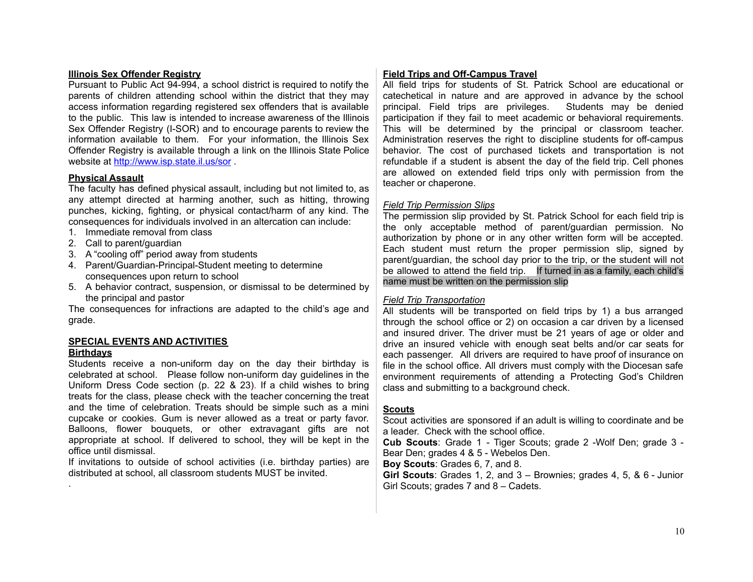**Illinois Sex Offender Registry**

Pursuant to Public Act 94-994, a school district is required to notify the parents of children attending school within the district that they may access information regarding registered sex offenders that is available to the public. This law is intended to increase awareness of the Illinois Sex Offender Registry (I-SOR) and to encourage parents to review the information available to them. For your information, the Illinois Sex Offender Registry is available through a link on the Illinois State Police website at http://www.isp.state.il.us/sor .

**Physical Assault**

The faculty has defined physical assault, including but not limited to, as any attempt directed at harming another, such as hitting, throwing punches, kicking, fighting, or physical contact/harm of any kind. The consequences for individuals involved in an altercation can include:

1. Immediate removal from class
2. Call to parent/guardian
3. A "cooling off" period away from students
4. Parent/Guardian-Principal-Student meeting to determine consequences upon return to school
5. A behavior contract, suspension, or dismissal to be determined by the principal and pastor

The consequences for infractions are adapted to the child's age and grade.

## SPECIAL EVENTS AND ACTIVITIES

**Birthdays**

Students receive a non-uniform day on the day their birthday is celebrated at school. Please follow non-uniform day guidelines in the Uniform Dress Code section (p. 22 & 23). If a child wishes to bring treats for the class, please check with the teacher concerning the treat and the time of celebration. Treats should be simple such as a mini cupcake or cookies. Gum is never allowed as a treat or party favor. Balloons, flower bouquets, or other extravagant gifts are not appropriate at school. If delivered to school, they will be kept in the office until dismissal.

If invitations to outside of school activities (i.e. birthday parties) are distributed at school, all classroom students MUST be invited.

**Field Trips and Off-Campus Travel**

All field trips for students of St. Patrick School are educational or catechetical in nature and are approved in advance by the school principal. Field trips are privileges. Students may be denied participation if they fail to meet academic or behavioral requirements. This will be determined by the principal or classroom teacher. Administration reserves the right to discipline students for off-campus behavior. The cost of purchased tickets and transportation is not refundable if a student is absent the day of the field trip. Cell phones are allowed on extended field trips only with permission from the teacher or chaperone.

*Field Trip Permission Slips*

The permission slip provided by St. Patrick School for each field trip is the only acceptable method of parent/guardian permission. No authorization by phone or in any other written form will be accepted. Each student must return the proper permission slip, signed by parent/guardian, the school day prior to the trip, or the student will not be allowed to attend the field trip. If turned in as a family, each child's name must be written on the permission slip

*Field Trip Transportation*

All students will be transported on field trips by 1) a bus arranged through the school office or 2) on occasion a car driven by a licensed and insured driver. The driver must be 21 years of age or older and drive an insured vehicle with enough seat belts and/or car seats for each passenger. All drivers are required to have proof of insurance on file in the school office. All drivers must comply with the Diocesan safe environment requirements of attending a Protecting God's Children class and submitting to a background check.

**Scouts**

Scout activities are sponsored if an adult is willing to coordinate and be a leader. Check with the school office.

**Cub Scouts**: Grade 1 - Tiger Scouts; grade 2 -Wolf Den; grade 3 - Bear Den; grades 4 & 5 - Webelos Den.

**Boy Scouts**: Grades 6, 7, and 8.

**Girl Scouts**: Grades 1, 2, and 3 – Brownies; grades 4, 5, & 6 - Junior Girl Scouts; grades 7 and 8 – Cadets.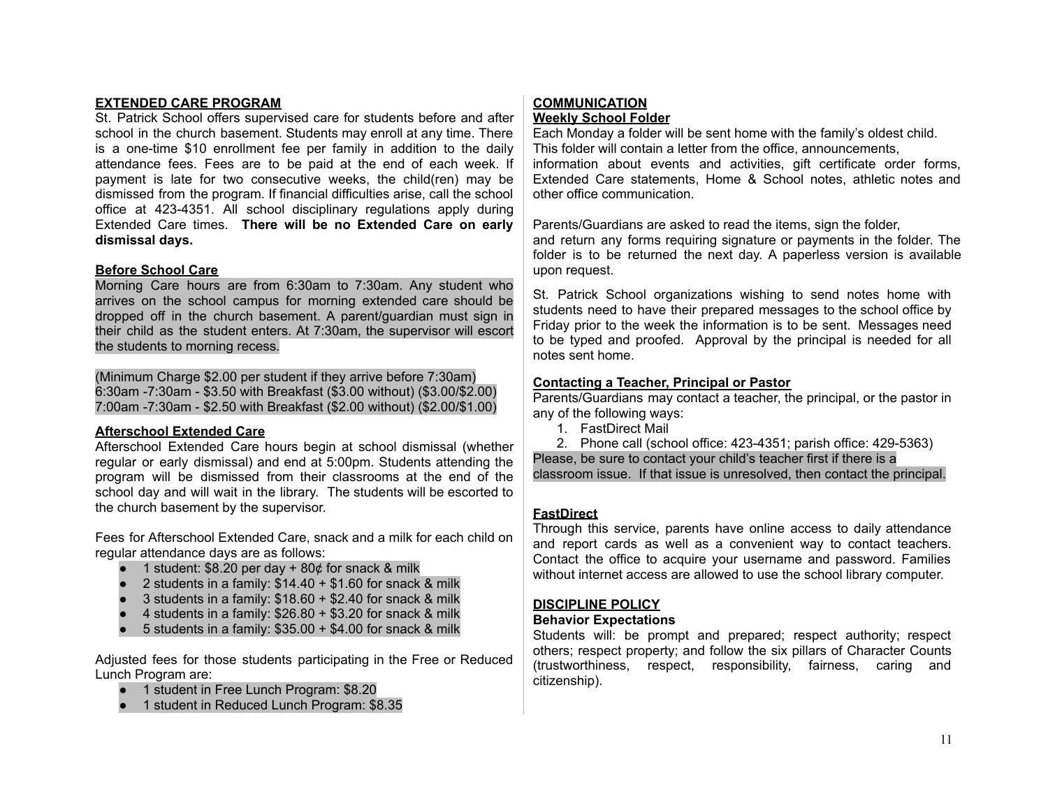## EXTENDED CARE PROGRAM

St. Patrick School offers supervised care for students before and after school in the church basement. Students may enroll at any time. There is a one-time $10 enrollment fee per family in addition to the daily attendance fees. Fees are to be paid at the end of each week. If payment is late for two consecutive weeks, the child(ren) may be dismissed from the program. If financial difficulties arise, call the school office at 423-4351. All school disciplinary regulations apply during Extended Care times. **There will be no Extended Care on early dismissal days.**

### Before School Care

Morning Care hours are from 6:30am to 7:30am. Any student who arrives on the school campus for morning extended care should be dropped off in the church basement. A parent/guardian must sign in their child as the student enters. At 7:30am, the supervisor will escort the students to morning recess.

(Minimum Charge $2.00 per student if they arrive before 7:30am)
6:30am -7:30am - $3.50 with Breakfast ($3.00 without) ($3.00/$2.00)
7:00am -7:30am - $2.50 with Breakfast ($2.00 without) ($2.00/$1.00)

### Afterschool Extended Care

Afterschool Extended Care hours begin at school dismissal (whether regular or early dismissal) and end at 5:00pm. Students attending the program will be dismissed from their classrooms at the end of the school day and will wait in the library. The students will be escorted to the church basement by the supervisor.

Fees for Afterschool Extended Care, snack and a milk for each child on regular attendance days are as follows:

- 1 student: $8.20 per day + 80¢ for snack & milk
- 2 students in a family: $14.40 + $1.60 for snack & milk
- 3 students in a family: $18.60 + $2.40 for snack & milk
- 4 students in a family: $26.80 + $3.20 for snack & milk
- 5 students in a family: $35.00 + $4.00 for snack & milk

Adjusted fees for those students participating in the Free or Reduced Lunch Program are:

- 1 student in Free Lunch Program: $8.20
- 1 student in Reduced Lunch Program: $8.35

## COMMUNICATION

### Weekly School Folder

Each Monday a folder will be sent home with the family's oldest child. This folder will contain a letter from the office, announcements, information about events and activities, gift certificate order forms, Extended Care statements, Home & School notes, athletic notes and other office communication.

Parents/Guardians are asked to read the items, sign the folder, and return any forms requiring signature or payments in the folder. The folder is to be returned the next day. A paperless version is available upon request.

St. Patrick School organizations wishing to send notes home with students need to have their prepared messages to the school office by Friday prior to the week the information is to be sent. Messages need to be typed and proofed. Approval by the principal is needed for all notes sent home.

### Contacting a Teacher, Principal or Pastor

Parents/Guardians may contact a teacher, the principal, or the pastor in any of the following ways:

1. FastDirect Mail
2. Phone call (school office: 423-4351; parish office: 429-5363)

Please, be sure to contact your child's teacher first if there is a classroom issue. If that issue is unresolved, then contact the principal.

### FastDirect

Through this service, parents have online access to daily attendance and report cards as well as a convenient way to contact teachers. Contact the office to acquire your username and password. Families without internet access are allowed to use the school library computer.

## DISCIPLINE POLICY

**Behavior Expectations**

Students will: be prompt and prepared; respect authority; respect others; respect property; and follow the six pillars of Character Counts (trustworthiness, respect, responsibility, fairness, caring and citizenship).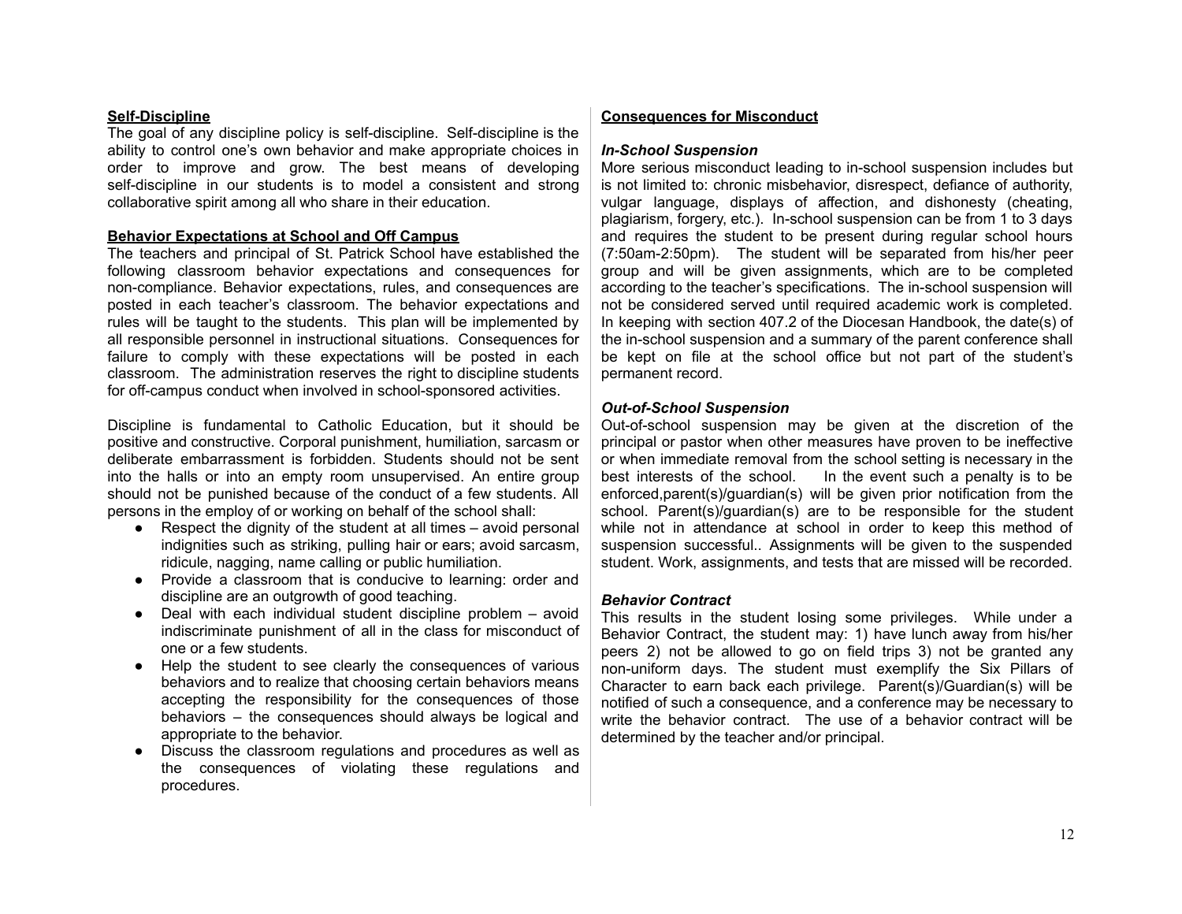**Self-Discipline**

The goal of any discipline policy is self-discipline. Self-discipline is the ability to control one's own behavior and make appropriate choices in order to improve and grow. The best means of developing self-discipline in our students is to model a consistent and strong collaborative spirit among all who share in their education.

**Behavior Expectations at School and Off Campus**

The teachers and principal of St. Patrick School have established the following classroom behavior expectations and consequences for non-compliance. Behavior expectations, rules, and consequences are posted in each teacher's classroom. The behavior expectations and rules will be taught to the students. This plan will be implemented by all responsible personnel in instructional situations. Consequences for failure to comply with these expectations will be posted in each classroom. The administration reserves the right to discipline students for off-campus conduct when involved in school-sponsored activities.

Discipline is fundamental to Catholic Education, but it should be positive and constructive. Corporal punishment, humiliation, sarcasm or deliberate embarrassment is forbidden. Students should not be sent into the halls or into an empty room unsupervised. An entire group should not be punished because of the conduct of a few students. All persons in the employ of or working on behalf of the school shall:

- Respect the dignity of the student at all times – avoid personal indignities such as striking, pulling hair or ears; avoid sarcasm, ridicule, nagging, name calling or public humiliation.
- Provide a classroom that is conducive to learning: order and discipline are an outgrowth of good teaching.
- Deal with each individual student discipline problem – avoid indiscriminate punishment of all in the class for misconduct of one or a few students.
- Help the student to see clearly the consequences of various behaviors and to realize that choosing certain behaviors means accepting the responsibility for the consequences of those behaviors – the consequences should always be logical and appropriate to the behavior.
- Discuss the classroom regulations and procedures as well as the consequences of violating these regulations and procedures.

**Consequences for Misconduct**

***In-School Suspension***

More serious misconduct leading to in-school suspension includes but is not limited to: chronic misbehavior, disrespect, defiance of authority, vulgar language, displays of affection, and dishonesty (cheating, plagiarism, forgery, etc.). In-school suspension can be from 1 to 3 days and requires the student to be present during regular school hours (7:50am-2:50pm). The student will be separated from his/her peer group and will be given assignments, which are to be completed according to the teacher's specifications. The in-school suspension will not be considered served until required academic work is completed. In keeping with section 407.2 of the Diocesan Handbook, the date(s) of the in-school suspension and a summary of the parent conference shall be kept on file at the school office but not part of the student's permanent record.

***Out-of-School Suspension***

Out-of-school suspension may be given at the discretion of the principal or pastor when other measures have proven to be ineffective or when immediate removal from the school setting is necessary in the best interests of the school. In the event such a penalty is to be enforced,parent(s)/guardian(s) will be given prior notification from the school. Parent(s)/guardian(s) are to be responsible for the student while not in attendance at school in order to keep this method of suspension successful.. Assignments will be given to the suspended student. Work, assignments, and tests that are missed will be recorded.

***Behavior Contract***

This results in the student losing some privileges. While under a Behavior Contract, the student may: 1) have lunch away from his/her peers 2) not be allowed to go on field trips 3) not be granted any non-uniform days. The student must exemplify the Six Pillars of Character to earn back each privilege. Parent(s)/Guardian(s) will be notified of such a consequence, and a conference may be necessary to write the behavior contract. The use of a behavior contract will be determined by the teacher and/or principal.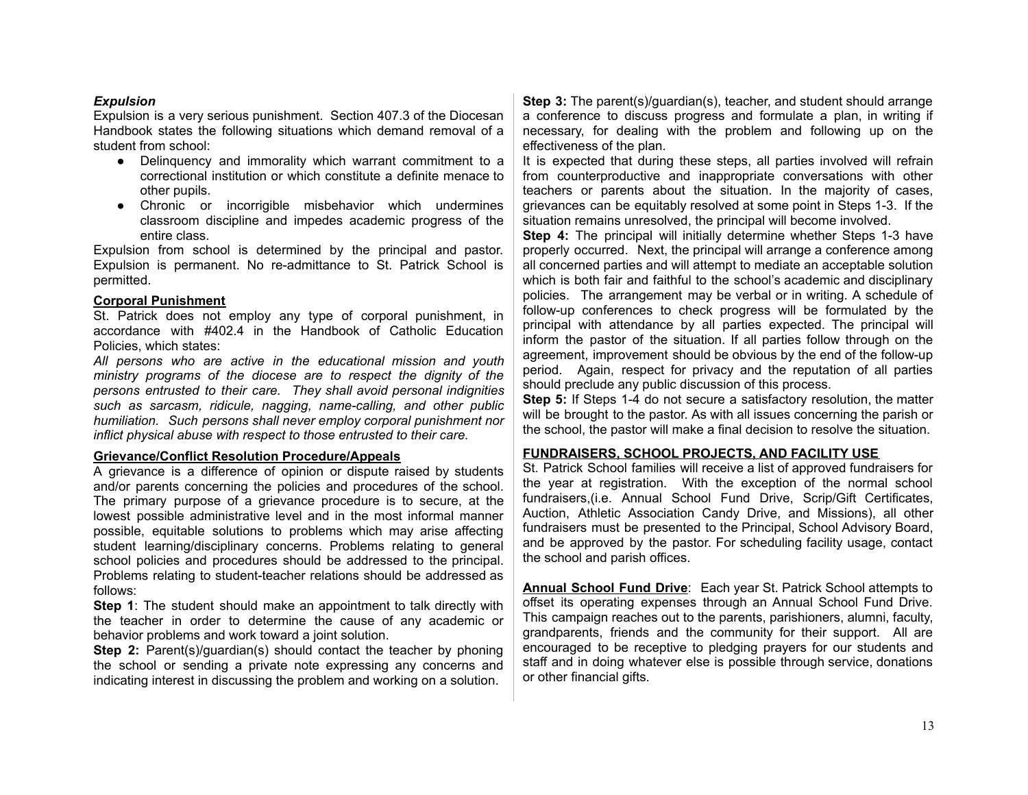### *Expulsion*

Expulsion is a very serious punishment. Section 407.3 of the Diocesan Handbook states the following situations which demand removal of a student from school:

- Delinquency and immorality which warrant commitment to a correctional institution or which constitute a definite menace to other pupils.
- Chronic or incorrigible misbehavior which undermines classroom discipline and impedes academic progress of the entire class.

Expulsion from school is determined by the principal and pastor. Expulsion is permanent. No re-admittance to St. Patrick School is permitted.

**<u>Corporal Punishment</u>**

St. Patrick does not employ any type of corporal punishment, in accordance with #402.4 in the Handbook of Catholic Education Policies, which states:

*All persons who are active in the educational mission and youth ministry programs of the diocese are to respect the dignity of the persons entrusted to their care. They shall avoid personal indignities such as sarcasm, ridicule, nagging, name-calling, and other public humiliation. Such persons shall never employ corporal punishment nor inflict physical abuse with respect to those entrusted to their care.*

**<u>Grievance/Conflict Resolution Procedure/Appeals</u>**

A grievance is a difference of opinion or dispute raised by students and/or parents concerning the policies and procedures of the school. The primary purpose of a grievance procedure is to secure, at the lowest possible administrative level and in the most informal manner possible, equitable solutions to problems which may arise affecting student learning/disciplinary concerns. Problems relating to general school policies and procedures should be addressed to the principal. Problems relating to student-teacher relations should be addressed as follows:

**Step 1**: The student should make an appointment to talk directly with the teacher in order to determine the cause of any academic or behavior problems and work toward a joint solution.

**Step 2:** Parent(s)/guardian(s) should contact the teacher by phoning the school or sending a private note expressing any concerns and indicating interest in discussing the problem and working on a solution.

**Step 3:** The parent(s)/guardian(s), teacher, and student should arrange a conference to discuss progress and formulate a plan, in writing if necessary, for dealing with the problem and following up on the effectiveness of the plan.

It is expected that during these steps, all parties involved will refrain from counterproductive and inappropriate conversations with other teachers or parents about the situation. In the majority of cases, grievances can be equitably resolved at some point in Steps 1-3. If the situation remains unresolved, the principal will become involved.

**Step 4:** The principal will initially determine whether Steps 1-3 have properly occurred. Next, the principal will arrange a conference among all concerned parties and will attempt to mediate an acceptable solution which is both fair and faithful to the school's academic and disciplinary policies. The arrangement may be verbal or in writing. A schedule of follow-up conferences to check progress will be formulated by the principal with attendance by all parties expected. The principal will inform the pastor of the situation. If all parties follow through on the agreement, improvement should be obvious by the end of the follow-up period. Again, respect for privacy and the reputation of all parties should preclude any public discussion of this process.

**Step 5:** If Steps 1-4 do not secure a satisfactory resolution, the matter will be brought to the pastor. As with all issues concerning the parish or the school, the pastor will make a final decision to resolve the situation.

**<u>FUNDRAISERS, SCHOOL PROJECTS, AND FACILITY USE</u>**

St. Patrick School families will receive a list of approved fundraisers for the year at registration. With the exception of the normal school fundraisers,(i.e. Annual School Fund Drive, Scrip/Gift Certificates, Auction, Athletic Association Candy Drive, and Missions), all other fundraisers must be presented to the Principal, School Advisory Board, and be approved by the pastor. For scheduling facility usage, contact the school and parish offices.

**<u>Annual School Fund Drive</u>**: Each year St. Patrick School attempts to offset its operating expenses through an Annual School Fund Drive. This campaign reaches out to the parents, parishioners, alumni, faculty, grandparents, friends and the community for their support. All are encouraged to be receptive to pledging prayers for our students and staff and in doing whatever else is possible through service, donations or other financial gifts.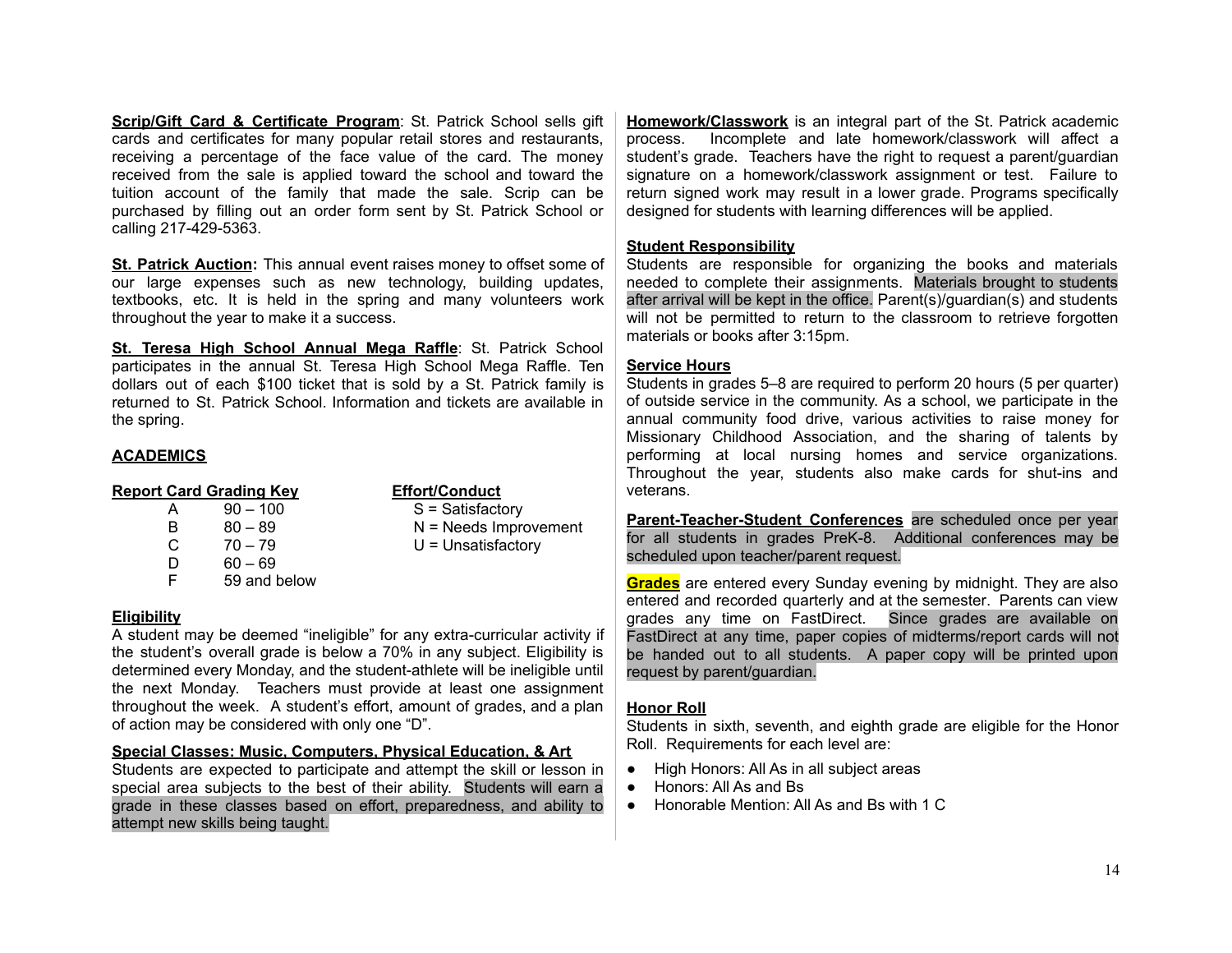**Scrip/Gift Card & Certificate Program**: St. Patrick School sells gift cards and certificates for many popular retail stores and restaurants, receiving a percentage of the face value of the card. The money received from the sale is applied toward the school and toward the tuition account of the family that made the sale. Scrip can be purchased by filling out an order form sent by St. Patrick School or calling 217-429-5363.

**St. Patrick Auction:** This annual event raises money to offset some of our large expenses such as new technology, building updates, textbooks, etc. It is held in the spring and many volunteers work throughout the year to make it a success.

**St. Teresa High School Annual Mega Raffle**: St. Patrick School participates in the annual St. Teresa High School Mega Raffle. Ten dollars out of each $100 ticket that is sold by a St. Patrick family is returned to St. Patrick School. Information and tickets are available in the spring.

## ACADEMICS

**Report Card Grading Key**

| Grade | Range |
|---|---|
| A | 90 – 100 |
| B | 80 – 89 |
| C | 70 – 79 |
| D | 60 – 69 |
| F | 59 and below |

**Effort/Conduct**

S = Satisfactory
N = Needs Improvement
U = Unsatisfactory

**Eligibility**

A student may be deemed "ineligible" for any extra-curricular activity if the student's overall grade is below a 70% in any subject. Eligibility is determined every Monday, and the student-athlete will be ineligible until the next Monday. Teachers must provide at least one assignment throughout the week. A student's effort, amount of grades, and a plan of action may be considered with only one "D".

**Special Classes: Music, Computers, Physical Education, & Art**

Students are expected to participate and attempt the skill or lesson in special area subjects to the best of their ability. Students will earn a grade in these classes based on effort, preparedness, and ability to attempt new skills being taught.

**Homework/Classwork** is an integral part of the St. Patrick academic process. Incomplete and late homework/classwork will affect a student's grade. Teachers have the right to request a parent/guardian signature on a homework/classwork assignment or test. Failure to return signed work may result in a lower grade. Programs specifically designed for students with learning differences will be applied.

**Student Responsibility**

Students are responsible for organizing the books and materials needed to complete their assignments. Materials brought to students after arrival will be kept in the office. Parent(s)/guardian(s) and students will not be permitted to return to the classroom to retrieve forgotten materials or books after 3:15pm.

**Service Hours**

Students in grades 5–8 are required to perform 20 hours (5 per quarter) of outside service in the community. As a school, we participate in the annual community food drive, various activities to raise money for Missionary Childhood Association, and the sharing of talents by performing at local nursing homes and service organizations. Throughout the year, students also make cards for shut-ins and veterans.

**Parent-Teacher-Student Conferences** are scheduled once per year for all students in grades PreK-8. Additional conferences may be scheduled upon teacher/parent request.

**Grades** are entered every Sunday evening by midnight. They are also entered and recorded quarterly and at the semester. Parents can view grades any time on FastDirect. Since grades are available on FastDirect at any time, paper copies of midterms/report cards will not be handed out to all students. A paper copy will be printed upon request by parent/guardian.

**Honor Roll**

Students in sixth, seventh, and eighth grade are eligible for the Honor Roll. Requirements for each level are:

- High Honors: All As in all subject areas
- Honors: All As and Bs
- Honorable Mention: All As and Bs with 1 C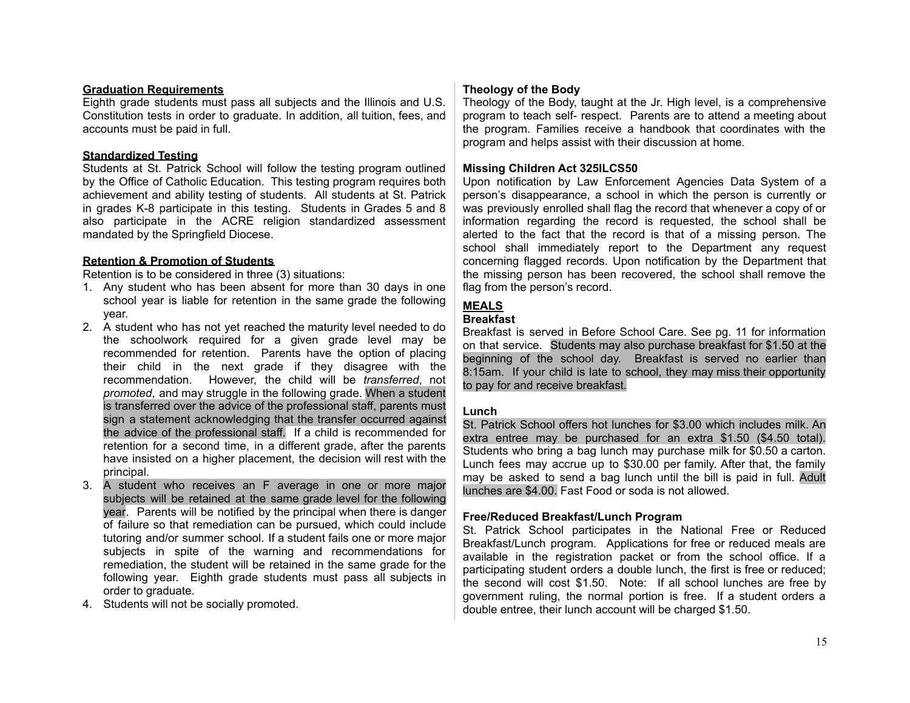**Graduation Requirements**

Eighth grade students must pass all subjects and the Illinois and U.S. Constitution tests in order to graduate. In addition, all tuition, fees, and accounts must be paid in full.

**Standardized Testing**

Students at St. Patrick School will follow the testing program outlined by the Office of Catholic Education. This testing program requires both achievement and ability testing of students. All students at St. Patrick in grades K-8 participate in this testing. Students in Grades 5 and 8 also participate in the ACRE religion standardized assessment mandated by the Springfield Diocese.

**Retention & Promotion of Students**

Retention is to be considered in three (3) situations:

1. Any student who has been absent for more than 30 days in one school year is liable for retention in the same grade the following year.
2. A student who has not yet reached the maturity level needed to do the schoolwork required for a given grade level may be recommended for retention. Parents have the option of placing their child in the next grade if they disagree with the recommendation. However, the child will be *transferred*, not *promoted*, and may struggle in the following grade. When a student is transferred over the advice of the professional staff, parents must sign a statement acknowledging that the transfer occurred against the advice of the professional staff. If a child is recommended for retention for a second time, in a different grade, after the parents have insisted on a higher placement, the decision will rest with the principal.
3. A student who receives an F average in one or more major subjects will be retained at the same grade level for the following year. Parents will be notified by the principal when there is danger of failure so that remediation can be pursued, which could include tutoring and/or summer school. If a student fails one or more major subjects in spite of the warning and recommendations for remediation, the student will be retained in the same grade for the following year. Eighth grade students must pass all subjects in order to graduate.
4. Students will not be socially promoted.

**Theology of the Body**

Theology of the Body, taught at the Jr. High level, is a comprehensive program to teach self- respect. Parents are to attend a meeting about the program. Families receive a handbook that coordinates with the program and helps assist with their discussion at home.

**Missing Children Act 325ILCS50**

Upon notification by Law Enforcement Agencies Data System of a person's disappearance, a school in which the person is currently or was previously enrolled shall flag the record that whenever a copy of or information regarding the record is requested, the school shall be alerted to the fact that the record is that of a missing person. The school shall immediately report to the Department any request concerning flagged records. Upon notification by the Department that the missing person has been recovered, the school shall remove the flag from the person's record.

## MEALS

**Breakfast**

Breakfast is served in Before School Care. See pg. 11 for information on that service. Students may also purchase breakfast for $1.50 at the beginning of the school day. Breakfast is served no earlier than 8:15am. If your child is late to school, they may miss their opportunity to pay for and receive breakfast.

**Lunch**

St. Patrick School offers hot lunches for $3.00 which includes milk. An extra entree may be purchased for an extra $1.50 ($4.50 total). Students who bring a bag lunch may purchase milk for $0.50 a carton. Lunch fees may accrue up to $30.00 per family. After that, the family may be asked to send a bag lunch until the bill is paid in full. Adult lunches are $4.00. Fast Food or soda is not allowed.

**Free/Reduced Breakfast/Lunch Program**

St. Patrick School participates in the National Free or Reduced Breakfast/Lunch program. Applications for free or reduced meals are available in the registration packet or from the school office. If a participating student orders a double lunch, the first is free or reduced; the second will cost $1.50. Note: If all school lunches are free by government ruling, the normal portion is free. If a student orders a double entree, their lunch account will be charged $1.50.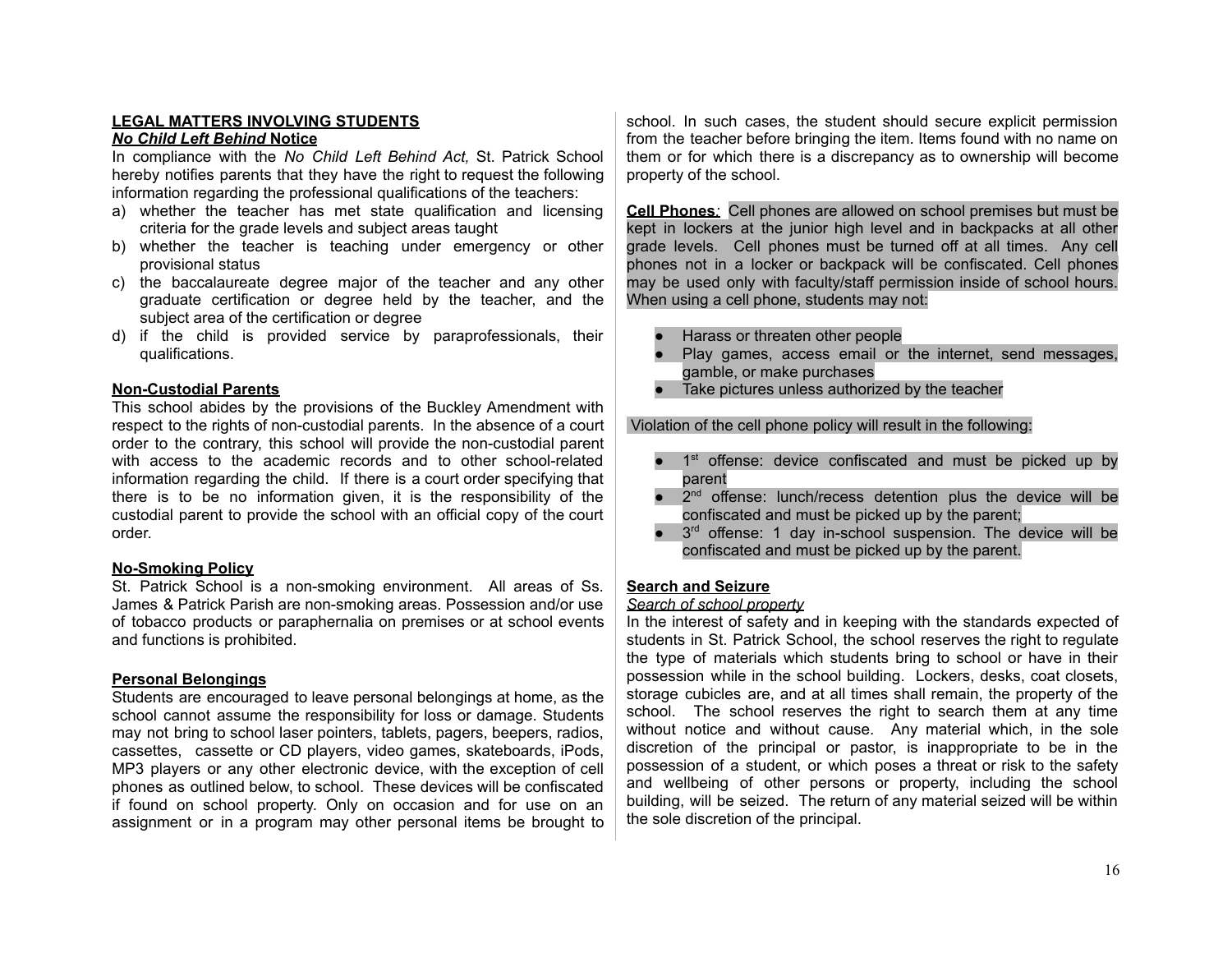## LEGAL MATTERS INVOLVING STUDENTS

### ***No Child Left Behind* Notice**

In compliance with the *No Child Left Behind Act,* St. Patrick School hereby notifies parents that they have the right to request the following information regarding the professional qualifications of the teachers:

a) whether the teacher has met state qualification and licensing criteria for the grade levels and subject areas taught
b) whether the teacher is teaching under emergency or other provisional status
c) the baccalaureate degree major of the teacher and any other graduate certification or degree held by the teacher, and the subject area of the certification or degree
d) if the child is provided service by paraprofessionals, their qualifications.

### Non-Custodial Parents

This school abides by the provisions of the Buckley Amendment with respect to the rights of non-custodial parents. In the absence of a court order to the contrary, this school will provide the non-custodial parent with access to the academic records and to other school-related information regarding the child. If there is a court order specifying that there is to be no information given, it is the responsibility of the custodial parent to provide the school with an official copy of the court order.

### No-Smoking Policy

St. Patrick School is a non-smoking environment. All areas of Ss. James & Patrick Parish are non-smoking areas. Possession and/or use of tobacco products or paraphernalia on premises or at school events and functions is prohibited.

### Personal Belongings

Students are encouraged to leave personal belongings at home, as the school cannot assume the responsibility for loss or damage. Students may not bring to school laser pointers, tablets, pagers, beepers, radios, cassettes, cassette or CD players, video games, skateboards, iPods, MP3 players or any other electronic device, with the exception of cell phones as outlined below, to school. These devices will be confiscated if found on school property. Only on occasion and for use on an assignment or in a program may other personal items be brought to school. In such cases, the student should secure explicit permission from the teacher before bringing the item. Items found with no name on them or for which there is a discrepancy as to ownership will become property of the school.

**Cell Phones***:* Cell phones are allowed on school premises but must be kept in lockers at the junior high level and in backpacks at all other grade levels. Cell phones must be turned off at all times. Any cell phones not in a locker or backpack will be confiscated. Cell phones may be used only with faculty/staff permission inside of school hours. When using a cell phone, students may not:

- Harass or threaten other people
- Play games, access email or the internet, send messages, gamble, or make purchases
- Take pictures unless authorized by the teacher

Violation of the cell phone policy will result in the following:

- 1st offense: device confiscated and must be picked up by parent
- 2nd offense: lunch/recess detention plus the device will be confiscated and must be picked up by the parent;
- 3rd offense: 1 day in-school suspension. The device will be confiscated and must be picked up by the parent.

### Search and Seizure

*Search of school property*

In the interest of safety and in keeping with the standards expected of students in St. Patrick School, the school reserves the right to regulate the type of materials which students bring to school or have in their possession while in the school building. Lockers, desks, coat closets, storage cubicles are, and at all times shall remain, the property of the school. The school reserves the right to search them at any time without notice and without cause. Any material which, in the sole discretion of the principal or pastor, is inappropriate to be in the possession of a student, or which poses a threat or risk to the safety and wellbeing of other persons or property, including the school building, will be seized. The return of any material seized will be within the sole discretion of the principal.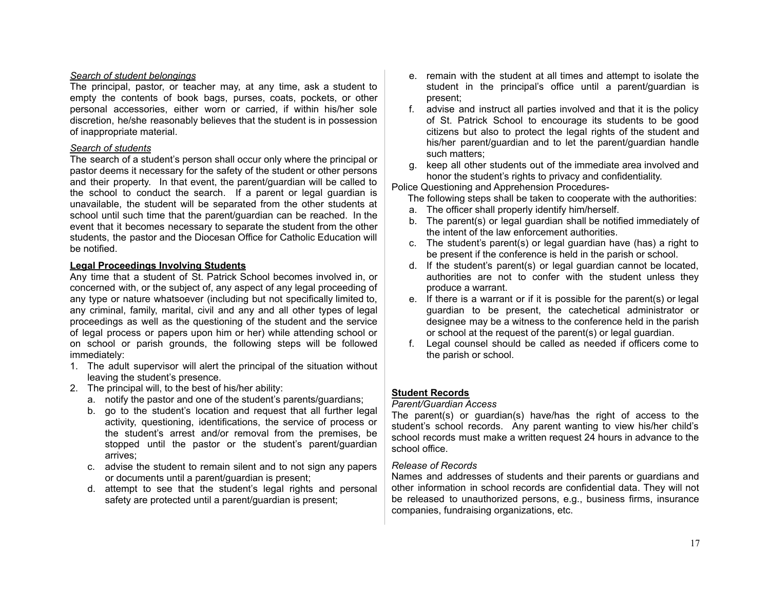*Search of student belongings*

The principal, pastor, or teacher may, at any time, ask a student to empty the contents of book bags, purses, coats, pockets, or other personal accessories, either worn or carried, if within his/her sole discretion, he/she reasonably believes that the student is in possession of inappropriate material.

*Search of students*

The search of a student's person shall occur only where the principal or pastor deems it necessary for the safety of the student or other persons and their property. In that event, the parent/guardian will be called to the school to conduct the search. If a parent or legal guardian is unavailable, the student will be separated from the other students at school until such time that the parent/guardian can be reached. In the event that it becomes necessary to separate the student from the other students, the pastor and the Diocesan Office for Catholic Education will be notified.

**Legal Proceedings Involving Students**

Any time that a student of St. Patrick School becomes involved in, or concerned with, or the subject of, any aspect of any legal proceeding of any type or nature whatsoever (including but not specifically limited to, any criminal, family, marital, civil and any and all other types of legal proceedings as well as the questioning of the student and the service of legal process or papers upon him or her) while attending school or on school or parish grounds, the following steps will be followed immediately:

1. The adult supervisor will alert the principal of the situation without leaving the student's presence.
2. The principal will, to the best of his/her ability:
   a. notify the pastor and one of the student's parents/guardians;
   b. go to the student's location and request that all further legal activity, questioning, identifications, the service of process or the student's arrest and/or removal from the premises, be stopped until the pastor or the student's parent/guardian arrives;
   c. advise the student to remain silent and to not sign any papers or documents until a parent/guardian is present;
   d. attempt to see that the student's legal rights and personal safety are protected until a parent/guardian is present;
   e. remain with the student at all times and attempt to isolate the student in the principal's office until a parent/guardian is present;
   f. advise and instruct all parties involved and that it is the policy of St. Patrick School to encourage its students to be good citizens but also to protect the legal rights of the student and his/her parent/guardian and to let the parent/guardian handle such matters;
   g. keep all other students out of the immediate area involved and honor the student's rights to privacy and confidentiality.

Police Questioning and Apprehension Procedures-

The following steps shall be taken to cooperate with the authorities:

a. The officer shall properly identify him/herself.
b. The parent(s) or legal guardian shall be notified immediately of the intent of the law enforcement authorities.
c. The student's parent(s) or legal guardian have (has) a right to be present if the conference is held in the parish or school.
d. If the student's parent(s) or legal guardian cannot be located, authorities are not to confer with the student unless they produce a warrant.
e. If there is a warrant or if it is possible for the parent(s) or legal guardian to be present, the catechetical administrator or designee may be a witness to the conference held in the parish or school at the request of the parent(s) or legal guardian.
f. Legal counsel should be called as needed if officers come to the parish or school.

**Student Records**

*Parent/Guardian Access*

The parent(s) or guardian(s) have/has the right of access to the student's school records. Any parent wanting to view his/her child's school records must make a written request 24 hours in advance to the school office.

*Release of Records*

Names and addresses of students and their parents or guardians and other information in school records are confidential data. They will not be released to unauthorized persons, e.g., business firms, insurance companies, fundraising organizations, etc.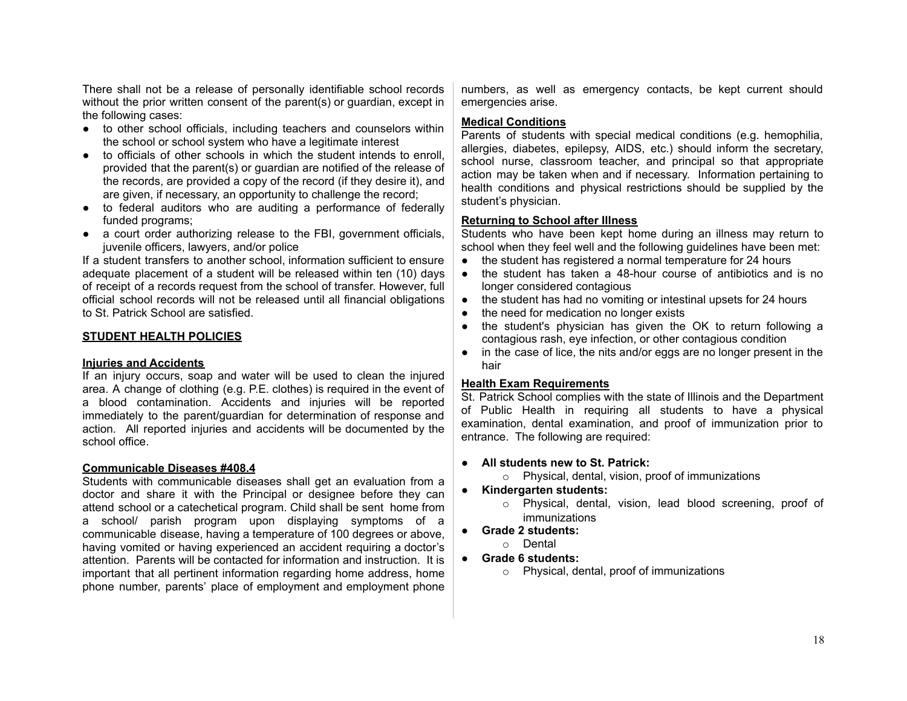There shall not be a release of personally identifiable school records without the prior written consent of the parent(s) or guardian, except in the following cases:

- to other school officials, including teachers and counselors within the school or school system who have a legitimate interest
- to officials of other schools in which the student intends to enroll, provided that the parent(s) or guardian are notified of the release of the records, are provided a copy of the record (if they desire it), and are given, if necessary, an opportunity to challenge the record;
- to federal auditors who are auditing a performance of federally funded programs;
- a court order authorizing release to the FBI, government officials, juvenile officers, lawyers, and/or police

If a student transfers to another school, information sufficient to ensure adequate placement of a student will be released within ten (10) days of receipt of a records request from the school of transfer. However, full official school records will not be released until all financial obligations to St. Patrick School are satisfied.

## STUDENT HEALTH POLICIES

### Injuries and Accidents

If an injury occurs, soap and water will be used to clean the injured area. A change of clothing (e.g. P.E. clothes) is required in the event of a blood contamination. Accidents and injuries will be reported immediately to the parent/guardian for determination of response and action. All reported injuries and accidents will be documented by the school office.

### Communicable Diseases #408.4

Students with communicable diseases shall get an evaluation from a doctor and share it with the Principal or designee before they can attend school or a catechetical program. Child shall be sent home from a school/ parish program upon displaying symptoms of a communicable disease, having a temperature of 100 degrees or above, having vomited or having experienced an accident requiring a doctor's attention. Parents will be contacted for information and instruction. It is important that all pertinent information regarding home address, home phone number, parents' place of employment and employment phone numbers, as well as emergency contacts, be kept current should emergencies arise.

### Medical Conditions

Parents of students with special medical conditions (e.g. hemophilia, allergies, diabetes, epilepsy, AIDS, etc.) should inform the secretary, school nurse, classroom teacher, and principal so that appropriate action may be taken when and if necessary. Information pertaining to health conditions and physical restrictions should be supplied by the student's physician.

### Returning to School after Illness

Students who have been kept home during an illness may return to school when they feel well and the following guidelines have been met:

- the student has registered a normal temperature for 24 hours
- the student has taken a 48-hour course of antibiotics and is no longer considered contagious
- the student has had no vomiting or intestinal upsets for 24 hours
- the need for medication no longer exists
- the student's physician has given the OK to return following a contagious rash, eye infection, or other contagious condition
- in the case of lice, the nits and/or eggs are no longer present in the hair

### Health Exam Requirements

St. Patrick School complies with the state of Illinois and the Department of Public Health in requiring all students to have a physical examination, dental examination, and proof of immunization prior to entrance. The following are required:

- **All students new to St. Patrick:**
  - Physical, dental, vision, proof of immunizations
- **Kindergarten students:**
  - Physical, dental, vision, lead blood screening, proof of immunizations
- **Grade 2 students:**
  - Dental
- **Grade 6 students:**
  - Physical, dental, proof of immunizations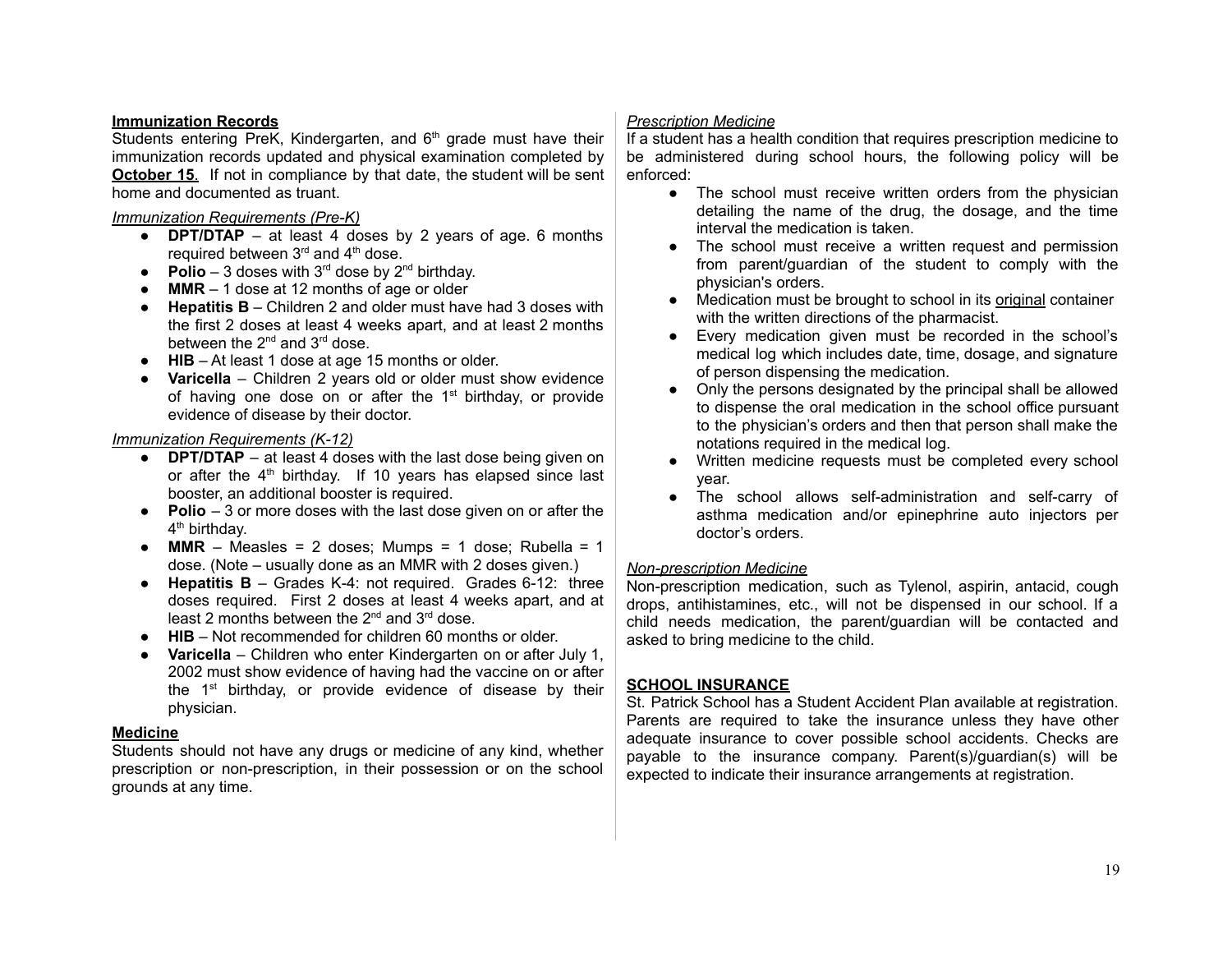## Immunization Records

Students entering PreK, Kindergarten, and 6th grade must have their immunization records updated and physical examination completed by **October 15**. If not in compliance by that date, the student will be sent home and documented as truant.

*Immunization Requirements (Pre-K)*

- **DPT/DTAP** – at least 4 doses by 2 years of age. 6 months required between 3rd and 4th dose.
- **Polio** – 3 doses with 3rd dose by 2nd birthday.
- **MMR** – 1 dose at 12 months of age or older
- **Hepatitis B** – Children 2 and older must have had 3 doses with the first 2 doses at least 4 weeks apart, and at least 2 months between the 2nd and 3rd dose.
- **HIB** – At least 1 dose at age 15 months or older.
- **Varicella** – Children 2 years old or older must show evidence of having one dose on or after the 1st birthday, or provide evidence of disease by their doctor.

*Immunization Requirements (K-12)*

- **DPT/DTAP** – at least 4 doses with the last dose being given on or after the 4th birthday. If 10 years has elapsed since last booster, an additional booster is required.
- **Polio** – 3 or more doses with the last dose given on or after the 4th birthday.
- **MMR** – Measles = 2 doses; Mumps = 1 dose; Rubella = 1 dose. (Note – usually done as an MMR with 2 doses given.)
- **Hepatitis B** – Grades K-4: not required. Grades 6-12: three doses required. First 2 doses at least 4 weeks apart, and at least 2 months between the 2nd and 3rd dose.
- **HIB** – Not recommended for children 60 months or older.
- **Varicella** – Children who enter Kindergarten on or after July 1, 2002 must show evidence of having had the vaccine on or after the 1st birthday, or provide evidence of disease by their physician.

## Medicine

Students should not have any drugs or medicine of any kind, whether prescription or non-prescription, in their possession or on the school grounds at any time.

*Prescription Medicine*

If a student has a health condition that requires prescription medicine to be administered during school hours, the following policy will be enforced:

- The school must receive written orders from the physician detailing the name of the drug, the dosage, and the time interval the medication is taken.
- The school must receive a written request and permission from parent/guardian of the student to comply with the physician's orders.
- Medication must be brought to school in its original container with the written directions of the pharmacist.
- Every medication given must be recorded in the school's medical log which includes date, time, dosage, and signature of person dispensing the medication.
- Only the persons designated by the principal shall be allowed to dispense the oral medication in the school office pursuant to the physician's orders and then that person shall make the notations required in the medical log.
- Written medicine requests must be completed every school year.
- The school allows self-administration and self-carry of asthma medication and/or epinephrine auto injectors per doctor's orders.

*Non-prescription Medicine*

Non-prescription medication, such as Tylenol, aspirin, antacid, cough drops, antihistamines, etc., will not be dispensed in our school. If a child needs medication, the parent/guardian will be contacted and asked to bring medicine to the child.

## SCHOOL INSURANCE

St. Patrick School has a Student Accident Plan available at registration. Parents are required to take the insurance unless they have other adequate insurance to cover possible school accidents. Checks are payable to the insurance company. Parent(s)/guardian(s) will be expected to indicate their insurance arrangements at registration.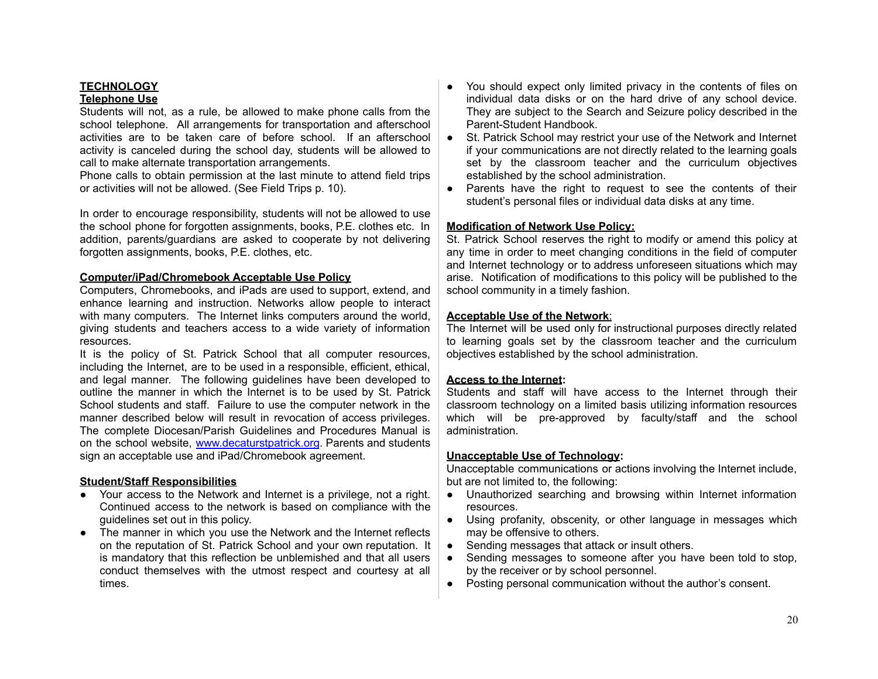## TECHNOLOGY

### Telephone Use

Students will not, as a rule, be allowed to make phone calls from the school telephone. All arrangements for transportation and afterschool activities are to be taken care of before school. If an afterschool activity is canceled during the school day, students will be allowed to call to make alternate transportation arrangements.
Phone calls to obtain permission at the last minute to attend field trips or activities will not be allowed. (See Field Trips p. 10).

In order to encourage responsibility, students will not be allowed to use the school phone for forgotten assignments, books, P.E. clothes etc. In addition, parents/guardians are asked to cooperate by not delivering forgotten assignments, books, P.E. clothes, etc.

### Computer/iPad/Chromebook Acceptable Use Policy

Computers, Chromebooks, and iPads are used to support, extend, and enhance learning and instruction. Networks allow people to interact with many computers. The Internet links computers around the world, giving students and teachers access to a wide variety of information resources.
It is the policy of St. Patrick School that all computer resources, including the Internet, are to be used in a responsible, efficient, ethical, and legal manner. The following guidelines have been developed to outline the manner in which the Internet is to be used by St. Patrick School students and staff. Failure to use the computer network in the manner described below will result in revocation of access privileges. The complete Diocesan/Parish Guidelines and Procedures Manual is on the school website, www.decaturstpatrick.org. Parents and students sign an acceptable use and iPad/Chromebook agreement.

### Student/Staff Responsibilities

- Your access to the Network and Internet is a privilege, not a right. Continued access to the network is based on compliance with the guidelines set out in this policy.
- The manner in which you use the Network and the Internet reflects on the reputation of St. Patrick School and your own reputation. It is mandatory that this reflection be unblemished and that all users conduct themselves with the utmost respect and courtesy at all times.
- You should expect only limited privacy in the contents of files on individual data disks or on the hard drive of any school device. They are subject to the Search and Seizure policy described in the Parent-Student Handbook.
- St. Patrick School may restrict your use of the Network and Internet if your communications are not directly related to the learning goals set by the classroom teacher and the curriculum objectives established by the school administration.
- Parents have the right to request to see the contents of their student's personal files or individual data disks at any time.

### Modification of Network Use Policy:

St. Patrick School reserves the right to modify or amend this policy at any time in order to meet changing conditions in the field of computer and Internet technology or to address unforeseen situations which may arise. Notification of modifications to this policy will be published to the school community in a timely fashion.

### Acceptable Use of the Network:

The Internet will be used only for instructional purposes directly related to learning goals set by the classroom teacher and the curriculum objectives established by the school administration.

### Access to the Internet:

Students and staff will have access to the Internet through their classroom technology on a limited basis utilizing information resources which will be pre-approved by faculty/staff and the school administration.

### Unacceptable Use of Technology:

Unacceptable communications or actions involving the Internet include, but are not limited to, the following:

- Unauthorized searching and browsing within Internet information resources.
- Using profanity, obscenity, or other language in messages which may be offensive to others.
- Sending messages that attack or insult others.
- Sending messages to someone after you have been told to stop, by the receiver or by school personnel.
- Posting personal communication without the author's consent.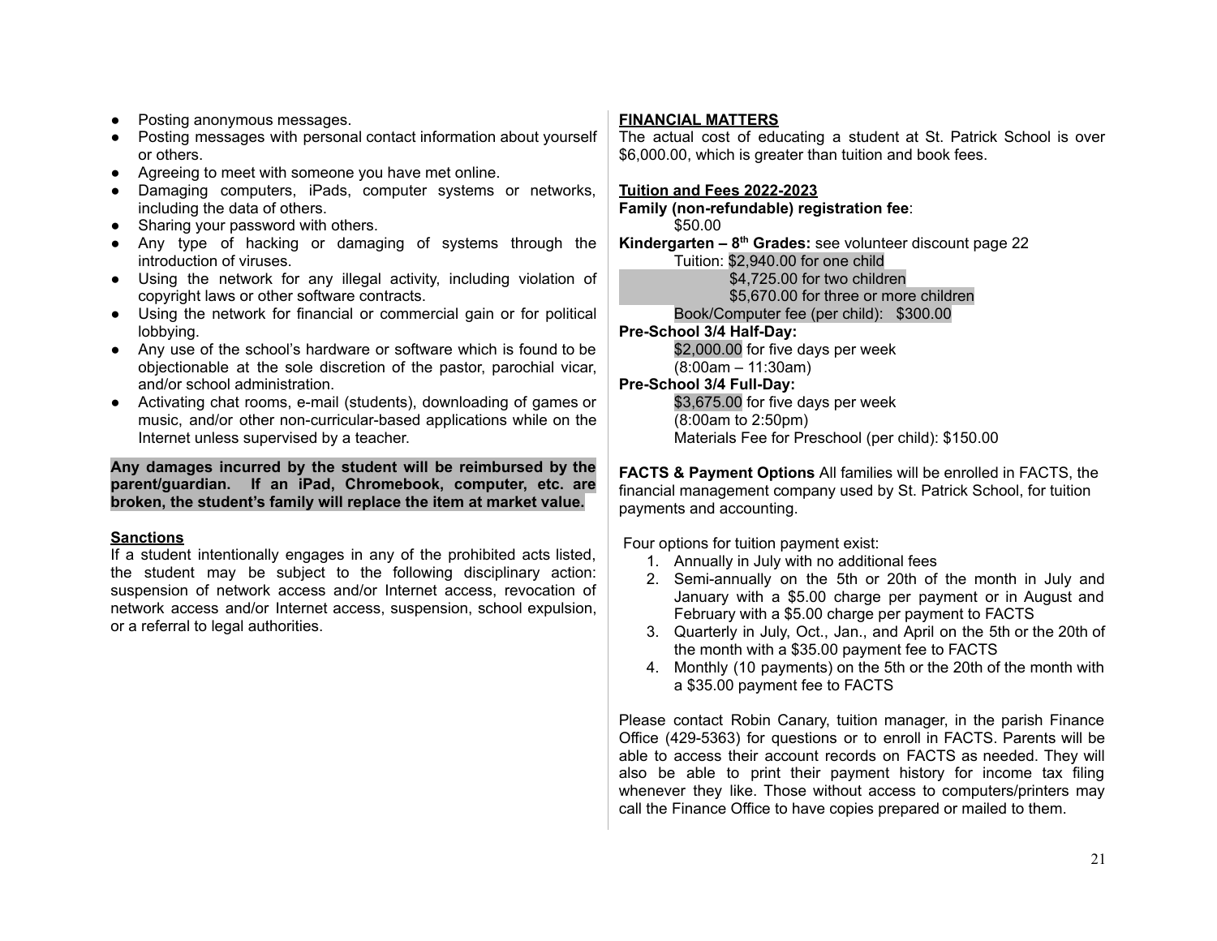- Posting anonymous messages.
- Posting messages with personal contact information about yourself or others.
- Agreeing to meet with someone you have met online.
- Damaging computers, iPads, computer systems or networks, including the data of others.
- Sharing your password with others.
- Any type of hacking or damaging of systems through the introduction of viruses.
- Using the network for any illegal activity, including violation of copyright laws or other software contracts.
- Using the network for financial or commercial gain or for political lobbying.
- Any use of the school's hardware or software which is found to be objectionable at the sole discretion of the pastor, parochial vicar, and/or school administration.
- Activating chat rooms, e-mail (students), downloading of games or music, and/or other non-curricular-based applications while on the Internet unless supervised by a teacher.

**Any damages incurred by the student will be reimbursed by the parent/guardian. If an iPad, Chromebook, computer, etc. are broken, the student's family will replace the item at market value.**

## Sanctions

If a student intentionally engages in any of the prohibited acts listed, the student may be subject to the following disciplinary action: suspension of network access and/or Internet access, revocation of network access and/or Internet access, suspension, school expulsion, or a referral to legal authorities.

## FINANCIAL MATTERS

The actual cost of educating a student at St. Patrick School is over $6,000.00, which is greater than tuition and book fees.

### Tuition and Fees 2022-2023

**Family (non-refundable) registration fee**:
$50.00

**Kindergarten – 8th Grades:** see volunteer discount page 22
Tuition: $2,940.00 for one child
$4,725.00 for two children
$5,670.00 for three or more children
Book/Computer fee (per child): $300.00

**Pre-School 3/4 Half-Day:**
$2,000.00 for five days per week
(8:00am – 11:30am)

**Pre-School 3/4 Full-Day:**
$3,675.00 for five days per week
(8:00am to 2:50pm)
Materials Fee for Preschool (per child): $150.00

**FACTS & Payment Options** All families will be enrolled in FACTS, the financial management company used by St. Patrick School, for tuition payments and accounting.

Four options for tuition payment exist:

1. Annually in July with no additional fees
2. Semi-annually on the 5th or 20th of the month in July and January with a $5.00 charge per payment or in August and February with a $5.00 charge per payment to FACTS
3. Quarterly in July, Oct., Jan., and April on the 5th or the 20th of the month with a $35.00 payment fee to FACTS
4. Monthly (10 payments) on the 5th or the 20th of the month with a $35.00 payment fee to FACTS

Please contact Robin Canary, tuition manager, in the parish Finance Office (429-5363) for questions or to enroll in FACTS. Parents will be able to access their account records on FACTS as needed. They will also be able to print their payment history for income tax filing whenever they like. Those without access to computers/printers may call the Finance Office to have copies prepared or mailed to them.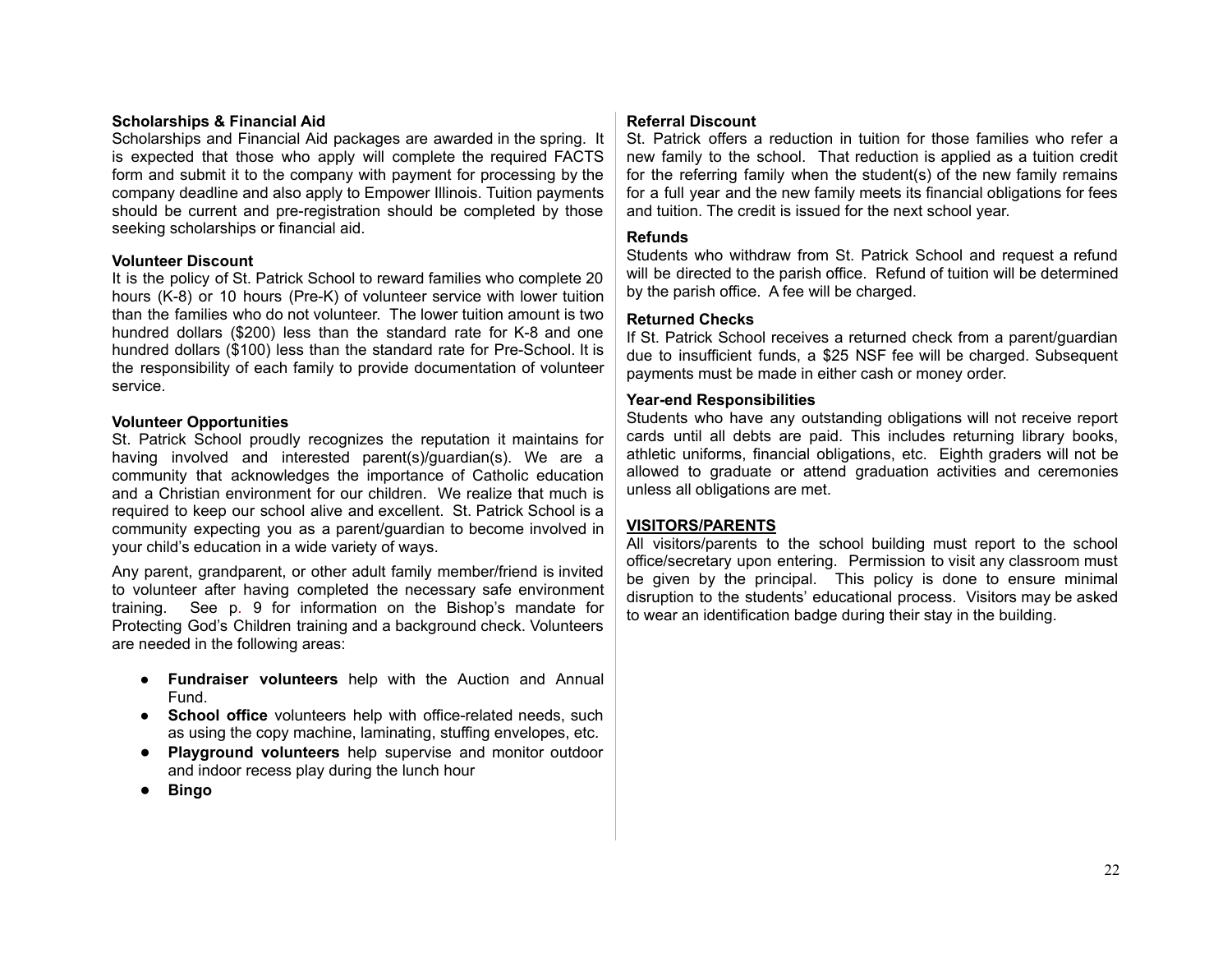**Scholarships & Financial Aid**

Scholarships and Financial Aid packages are awarded in the spring. It is expected that those who apply will complete the required FACTS form and submit it to the company with payment for processing by the company deadline and also apply to Empower Illinois. Tuition payments should be current and pre-registration should be completed by those seeking scholarships or financial aid.

**Volunteer Discount**

It is the policy of St. Patrick School to reward families who complete 20 hours (K-8) or 10 hours (Pre-K) of volunteer service with lower tuition than the families who do not volunteer. The lower tuition amount is two hundred dollars ($200) less than the standard rate for K-8 and one hundred dollars ($100) less than the standard rate for Pre-School. It is the responsibility of each family to provide documentation of volunteer service.

**Volunteer Opportunities**

St. Patrick School proudly recognizes the reputation it maintains for having involved and interested parent(s)/guardian(s). We are a community that acknowledges the importance of Catholic education and a Christian environment for our children. We realize that much is required to keep our school alive and excellent. St. Patrick School is a community expecting you as a parent/guardian to become involved in your child's education in a wide variety of ways.

Any parent, grandparent, or other adult family member/friend is invited to volunteer after having completed the necessary safe environment training. See p. 9 for information on the Bishop's mandate for Protecting God's Children training and a background check. Volunteers are needed in the following areas:

- **Fundraiser volunteers** help with the Auction and Annual Fund.
- **School office** volunteers help with office-related needs, such as using the copy machine, laminating, stuffing envelopes, etc.
- **Playground volunteers** help supervise and monitor outdoor and indoor recess play during the lunch hour
- **Bingo**

**Referral Discount**

St. Patrick offers a reduction in tuition for those families who refer a new family to the school. That reduction is applied as a tuition credit for the referring family when the student(s) of the new family remains for a full year and the new family meets its financial obligations for fees and tuition. The credit is issued for the next school year.

**Refunds**

Students who withdraw from St. Patrick School and request a refund will be directed to the parish office. Refund of tuition will be determined by the parish office. A fee will be charged.

**Returned Checks**

If St. Patrick School receives a returned check from a parent/guardian due to insufficient funds, a $25 NSF fee will be charged. Subsequent payments must be made in either cash or money order.

**Year-end Responsibilities**

Students who have any outstanding obligations will not receive report cards until all debts are paid. This includes returning library books, athletic uniforms, financial obligations, etc. Eighth graders will not be allowed to graduate or attend graduation activities and ceremonies unless all obligations are met.

## VISITORS/PARENTS

All visitors/parents to the school building must report to the school office/secretary upon entering. Permission to visit any classroom must be given by the principal. This policy is done to ensure minimal disruption to the students' educational process. Visitors may be asked to wear an identification badge during their stay in the building.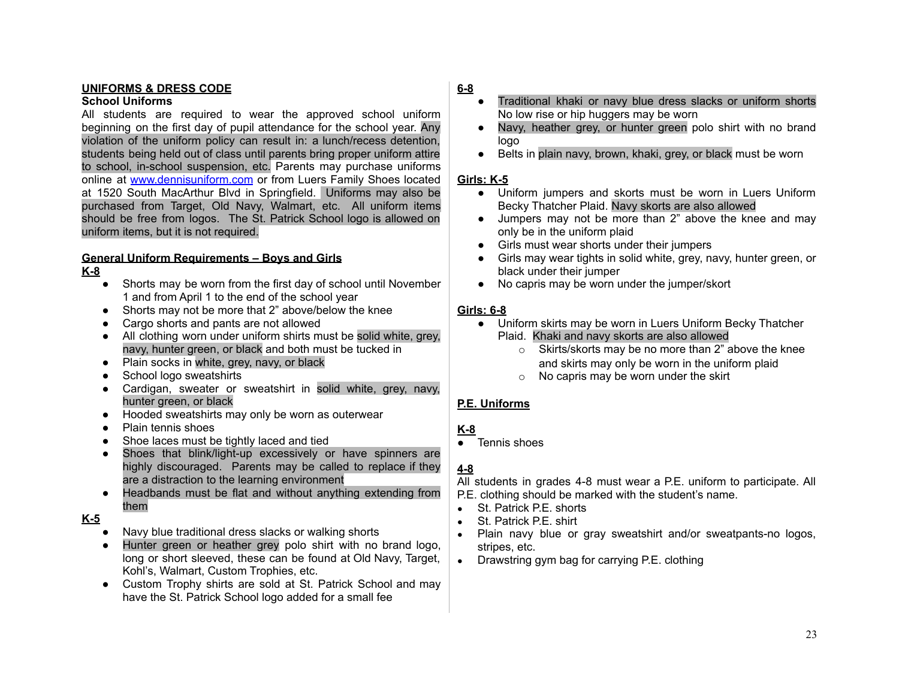## UNIFORMS & DRESS CODE

### School Uniforms

All students are required to wear the approved school uniform beginning on the first day of pupil attendance for the school year. Any violation of the uniform policy can result in: a lunch/recess detention, students being held out of class until parents bring proper uniform attire to school, in-school suspension, etc. Parents may purchase uniforms online at www.dennisuniform.com or from Luers Family Shoes located at 1520 South MacArthur Blvd in Springfield. Uniforms may also be purchased from Target, Old Navy, Walmart, etc. All uniform items should be free from logos. The St. Patrick School logo is allowed on uniform items, but it is not required.

### General Uniform Requirements – Boys and Girls

**K-8**

- Shorts may be worn from the first day of school until November 1 and from April 1 to the end of the school year
- Shorts may not be more that 2" above/below the knee
- Cargo shorts and pants are not allowed
- All clothing worn under uniform shirts must be solid white, grey, navy, hunter green, or black and both must be tucked in
- Plain socks in white, grey, navy, or black
- School logo sweatshirts
- Cardigan, sweater or sweatshirt in solid white, grey, navy, hunter green, or black
- Hooded sweatshirts may only be worn as outerwear
- Plain tennis shoes
- Shoe laces must be tightly laced and tied
- Shoes that blink/light-up excessively or have spinners are highly discouraged. Parents may be called to replace if they are a distraction to the learning environment
- Headbands must be flat and without anything extending from them

**K-5**

- Navy blue traditional dress slacks or walking shorts
- Hunter green or heather grey polo shirt with no brand logo, long or short sleeved, these can be found at Old Navy, Target, Kohl's, Walmart, Custom Trophies, etc.
- Custom Trophy shirts are sold at St. Patrick School and may have the St. Patrick School logo added for a small fee

**6-8**

- Traditional khaki or navy blue dress slacks or uniform shorts No low rise or hip huggers may be worn
- Navy, heather grey, or hunter green polo shirt with no brand logo
- Belts in plain navy, brown, khaki, grey, or black must be worn

**Girls: K-5**

- Uniform jumpers and skorts must be worn in Luers Uniform Becky Thatcher Plaid. Navy skorts are also allowed
- Jumpers may not be more than 2" above the knee and may only be in the uniform plaid
- Girls must wear shorts under their jumpers
- Girls may wear tights in solid white, grey, navy, hunter green, or black under their jumper
- No capris may be worn under the jumper/skort

**Girls: 6-8**

- Uniform skirts may be worn in Luers Uniform Becky Thatcher Plaid. Khaki and navy skorts are also allowed
  - Skirts/skorts may be no more than 2" above the knee and skirts may only be worn in the uniform plaid
  - No capris may be worn under the skirt

### P.E. Uniforms

**K-8**

- Tennis shoes

**4-8**

All students in grades 4-8 must wear a P.E. uniform to participate. All P.E. clothing should be marked with the student's name.

- St. Patrick P.E. shorts
- St. Patrick P.E. shirt
- Plain navy blue or gray sweatshirt and/or sweatpants-no logos, stripes, etc.
- Drawstring gym bag for carrying P.E. clothing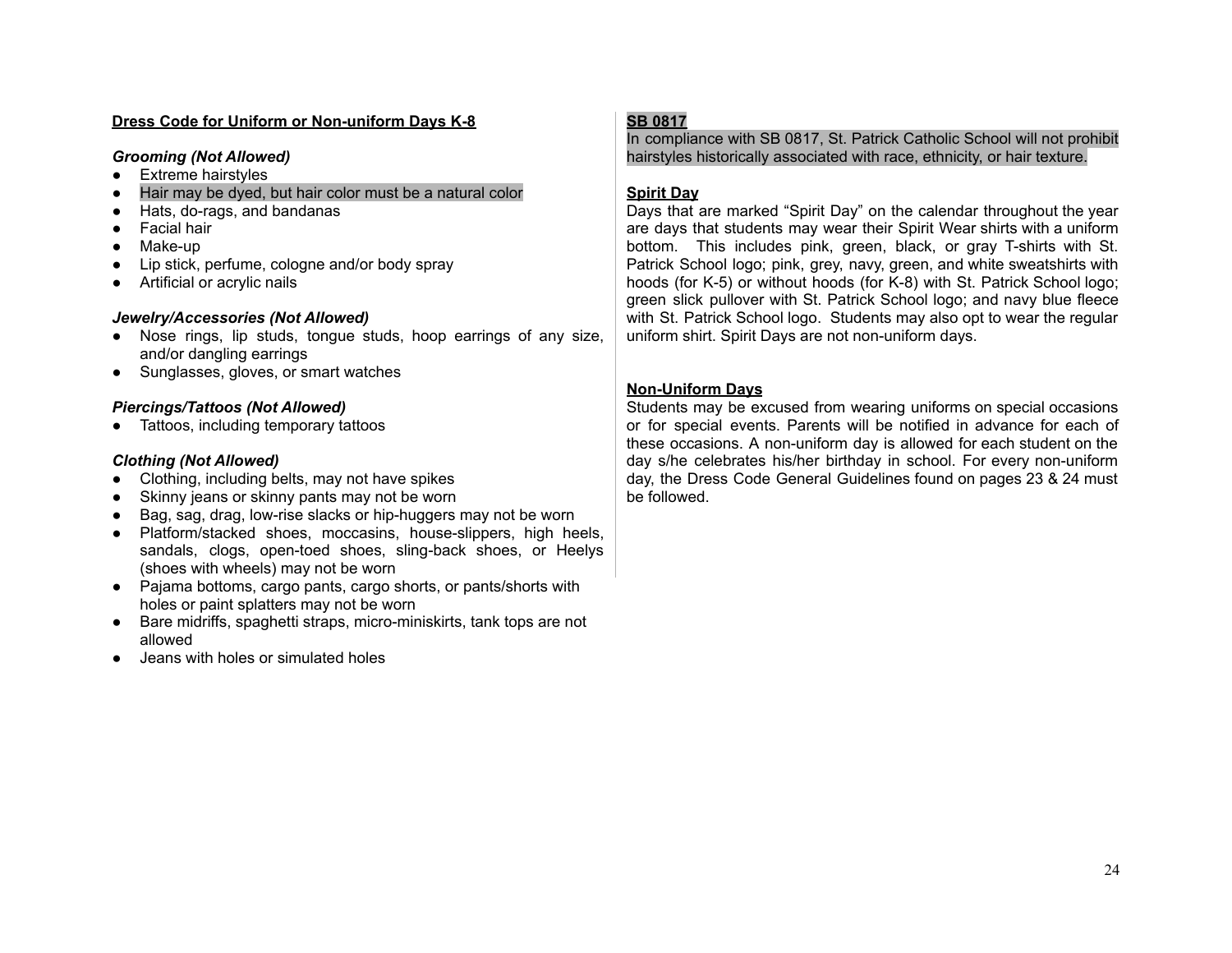**Dress Code for Uniform or Non-uniform Days K-8**

***Grooming (Not Allowed)***

- Extreme hairstyles
- Hair may be dyed, but hair color must be a natural color
- Hats, do-rags, and bandanas
- Facial hair
- Make-up
- Lip stick, perfume, cologne and/or body spray
- Artificial or acrylic nails

***Jewelry/Accessories (Not Allowed)***

- Nose rings, lip studs, tongue studs, hoop earrings of any size, and/or dangling earrings
- Sunglasses, gloves, or smart watches

***Piercings/Tattoos (Not Allowed)***

- Tattoos, including temporary tattoos

***Clothing (Not Allowed)***

- Clothing, including belts, may not have spikes
- Skinny jeans or skinny pants may not be worn
- Bag, sag, drag, low-rise slacks or hip-huggers may not be worn
- Platform/stacked shoes, moccasins, house-slippers, high heels, sandals, clogs, open-toed shoes, sling-back shoes, or Heelys (shoes with wheels) may not be worn
- Pajama bottoms, cargo pants, cargo shorts, or pants/shorts with holes or paint splatters may not be worn
- Bare midriffs, spaghetti straps, micro-miniskirts, tank tops are not allowed
- Jeans with holes or simulated holes

**SB 0817**

In compliance with SB 0817, St. Patrick Catholic School will not prohibit hairstyles historically associated with race, ethnicity, or hair texture.

**Spirit Day**

Days that are marked "Spirit Day" on the calendar throughout the year are days that students may wear their Spirit Wear shirts with a uniform bottom. This includes pink, green, black, or gray T-shirts with St. Patrick School logo; pink, grey, navy, green, and white sweatshirts with hoods (for K-5) or without hoods (for K-8) with St. Patrick School logo; green slick pullover with St. Patrick School logo; and navy blue fleece with St. Patrick School logo. Students may also opt to wear the regular uniform shirt. Spirit Days are not non-uniform days.

**Non-Uniform Days**

Students may be excused from wearing uniforms on special occasions or for special events. Parents will be notified in advance for each of these occasions. A non-uniform day is allowed for each student on the day s/he celebrates his/her birthday in school. For every non-uniform day, the Dress Code General Guidelines found on pages 23 & 24 must be followed.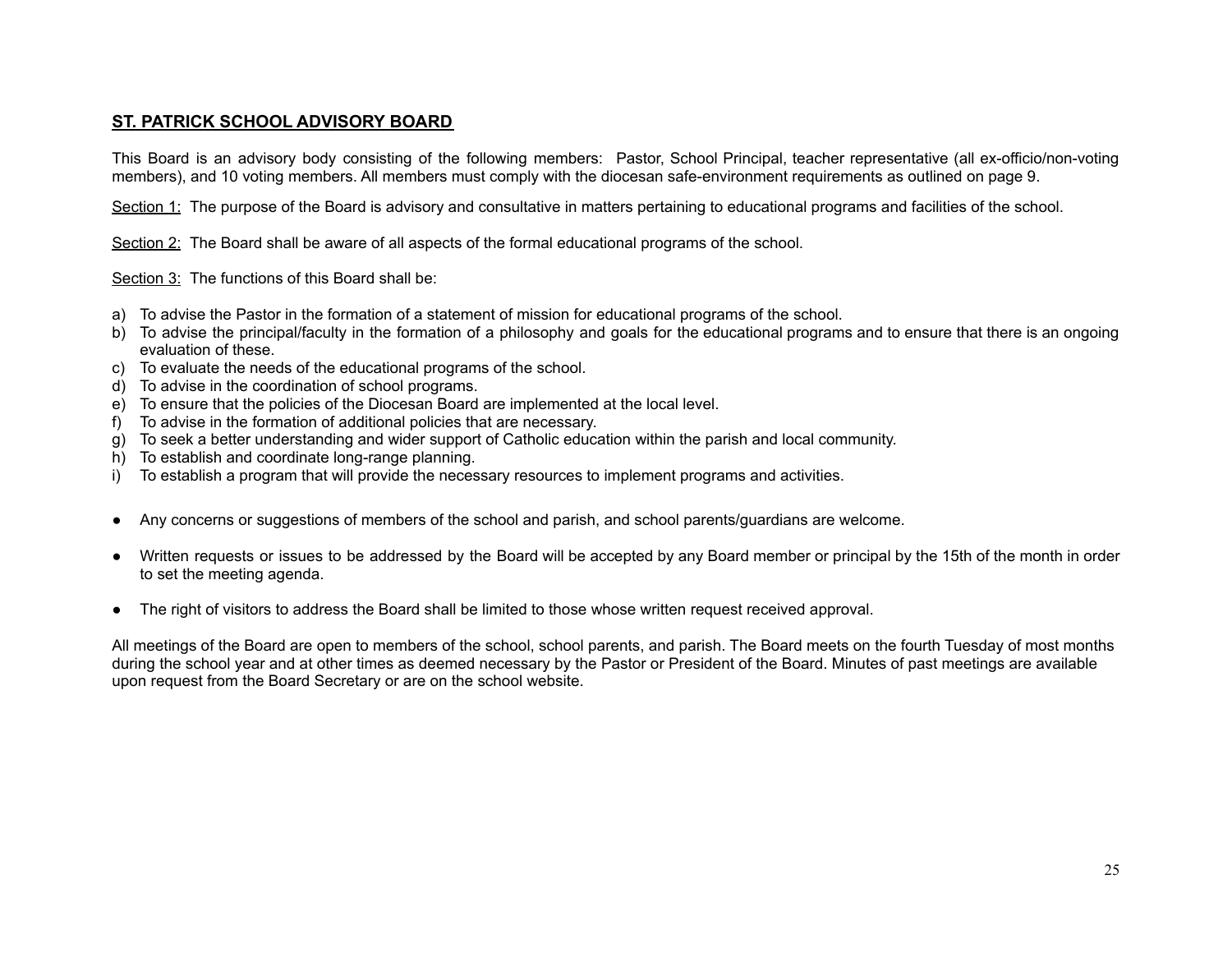## ST. PATRICK SCHOOL ADVISORY BOARD

This Board is an advisory body consisting of the following members: Pastor, School Principal, teacher representative (all ex-officio/non-voting members), and 10 voting members. All members must comply with the diocesan safe-environment requirements as outlined on page 9.

Section 1: The purpose of the Board is advisory and consultative in matters pertaining to educational programs and facilities of the school.

Section 2: The Board shall be aware of all aspects of the formal educational programs of the school.

Section 3: The functions of this Board shall be:

a) To advise the Pastor in the formation of a statement of mission for educational programs of the school.
b) To advise the principal/faculty in the formation of a philosophy and goals for the educational programs and to ensure that there is an ongoing evaluation of these.
c) To evaluate the needs of the educational programs of the school.
d) To advise in the coordination of school programs.
e) To ensure that the policies of the Diocesan Board are implemented at the local level.
f) To advise in the formation of additional policies that are necessary.
g) To seek a better understanding and wider support of Catholic education within the parish and local community.
h) To establish and coordinate long-range planning.
i) To establish a program that will provide the necessary resources to implement programs and activities.

- Any concerns or suggestions of members of the school and parish, and school parents/guardians are welcome.
- Written requests or issues to be addressed by the Board will be accepted by any Board member or principal by the 15th of the month in order to set the meeting agenda.
- The right of visitors to address the Board shall be limited to those whose written request received approval.

All meetings of the Board are open to members of the school, school parents, and parish. The Board meets on the fourth Tuesday of most months during the school year and at other times as deemed necessary by the Pastor or President of the Board. Minutes of past meetings are available upon request from the Board Secretary or are on the school website.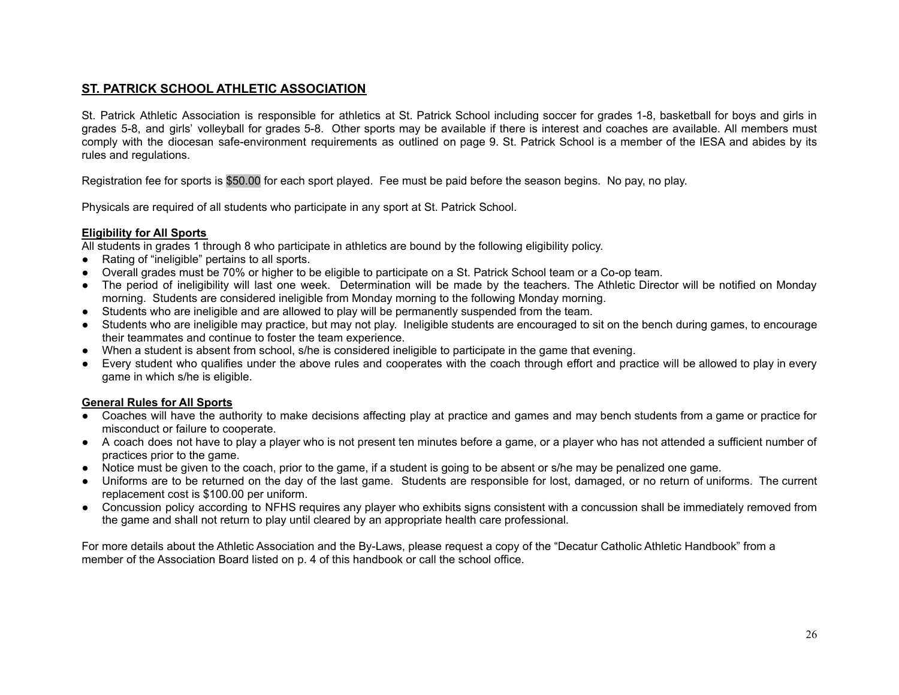## ST. PATRICK SCHOOL ATHLETIC ASSOCIATION

St. Patrick Athletic Association is responsible for athletics at St. Patrick School including soccer for grades 1-8, basketball for boys and girls in grades 5-8, and girls' volleyball for grades 5-8. Other sports may be available if there is interest and coaches are available. All members must comply with the diocesan safe-environment requirements as outlined on page 9. St. Patrick School is a member of the IESA and abides by its rules and regulations.

Registration fee for sports is $50.00 for each sport played. Fee must be paid before the season begins. No pay, no play.

Physicals are required of all students who participate in any sport at St. Patrick School.

### Eligibility for All Sports

All students in grades 1 through 8 who participate in athletics are bound by the following eligibility policy.

- Rating of "ineligible" pertains to all sports.
- Overall grades must be 70% or higher to be eligible to participate on a St. Patrick School team or a Co-op team.
- The period of ineligibility will last one week. Determination will be made by the teachers. The Athletic Director will be notified on Monday morning. Students are considered ineligible from Monday morning to the following Monday morning.
- Students who are ineligible and are allowed to play will be permanently suspended from the team.
- Students who are ineligible may practice, but may not play. Ineligible students are encouraged to sit on the bench during games, to encourage their teammates and continue to foster the team experience.
- When a student is absent from school, s/he is considered ineligible to participate in the game that evening.
- Every student who qualifies under the above rules and cooperates with the coach through effort and practice will be allowed to play in every game in which s/he is eligible.

### General Rules for All Sports

- Coaches will have the authority to make decisions affecting play at practice and games and may bench students from a game or practice for misconduct or failure to cooperate.
- A coach does not have to play a player who is not present ten minutes before a game, or a player who has not attended a sufficient number of practices prior to the game.
- Notice must be given to the coach, prior to the game, if a student is going to be absent or s/he may be penalized one game.
- Uniforms are to be returned on the day of the last game. Students are responsible for lost, damaged, or no return of uniforms. The current replacement cost is $100.00 per uniform.
- Concussion policy according to NFHS requires any player who exhibits signs consistent with a concussion shall be immediately removed from the game and shall not return to play until cleared by an appropriate health care professional.

For more details about the Athletic Association and the By-Laws, please request a copy of the "Decatur Catholic Athletic Handbook" from a member of the Association Board listed on p. 4 of this handbook or call the school office.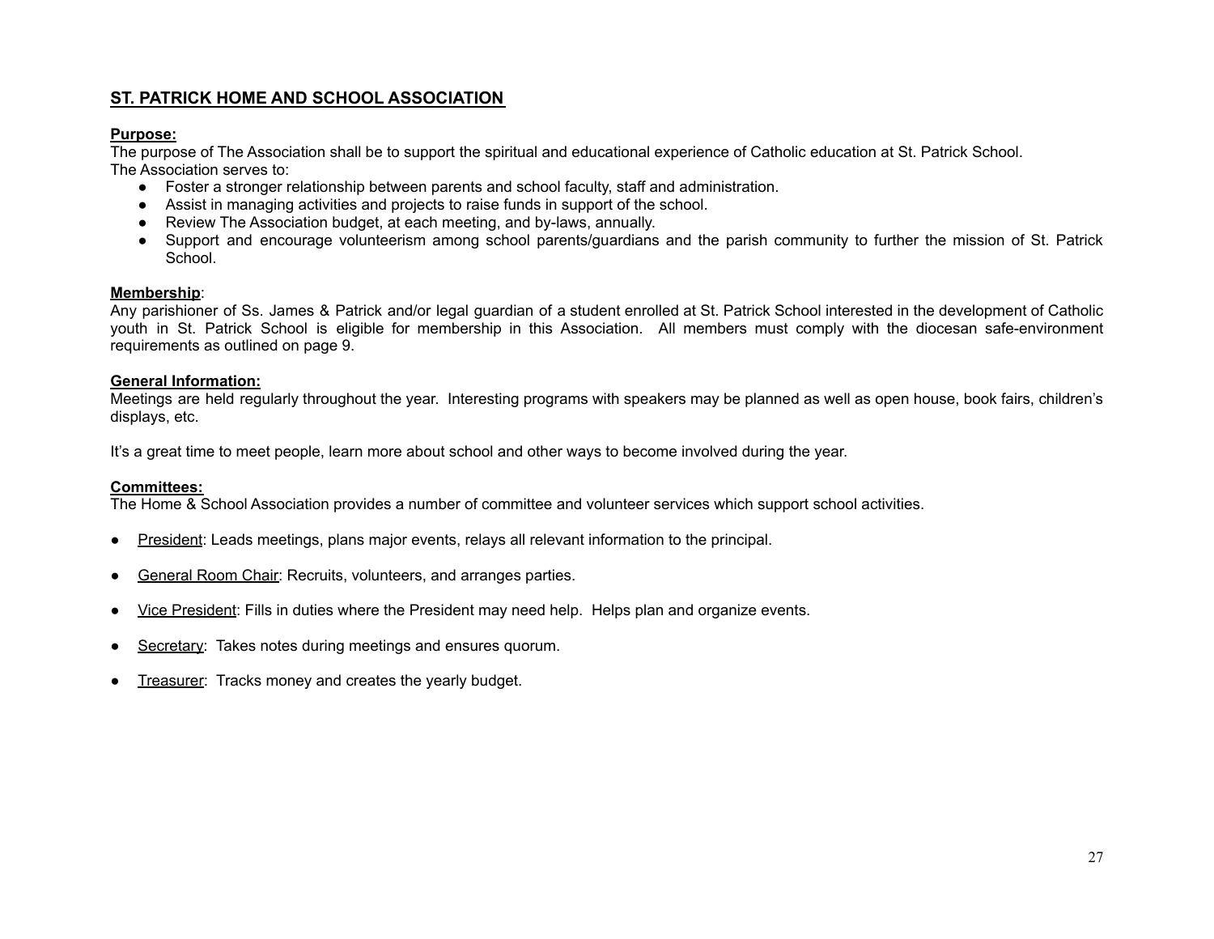## ST. PATRICK HOME AND SCHOOL ASSOCIATION

**Purpose:**

The purpose of The Association shall be to support the spiritual and educational experience of Catholic education at St. Patrick School.
The Association serves to:

- Foster a stronger relationship between parents and school faculty, staff and administration.
- Assist in managing activities and projects to raise funds in support of the school.
- Review The Association budget, at each meeting, and by-laws, annually.
- Support and encourage volunteerism among school parents/guardians and the parish community to further the mission of St. Patrick School.

**Membership**:

Any parishioner of Ss. James & Patrick and/or legal guardian of a student enrolled at St. Patrick School interested in the development of Catholic youth in St. Patrick School is eligible for membership in this Association. All members must comply with the diocesan safe-environment requirements as outlined on page 9.

**General Information:**

Meetings are held regularly throughout the year. Interesting programs with speakers may be planned as well as open house, book fairs, children's displays, etc.

It's a great time to meet people, learn more about school and other ways to become involved during the year.

**Committees:**

The Home & School Association provides a number of committee and volunteer services which support school activities.

- President: Leads meetings, plans major events, relays all relevant information to the principal.
- General Room Chair: Recruits, volunteers, and arranges parties.
- Vice President: Fills in duties where the President may need help. Helps plan and organize events.
- Secretary: Takes notes during meetings and ensures quorum.
- Treasurer: Tracks money and creates the yearly budget.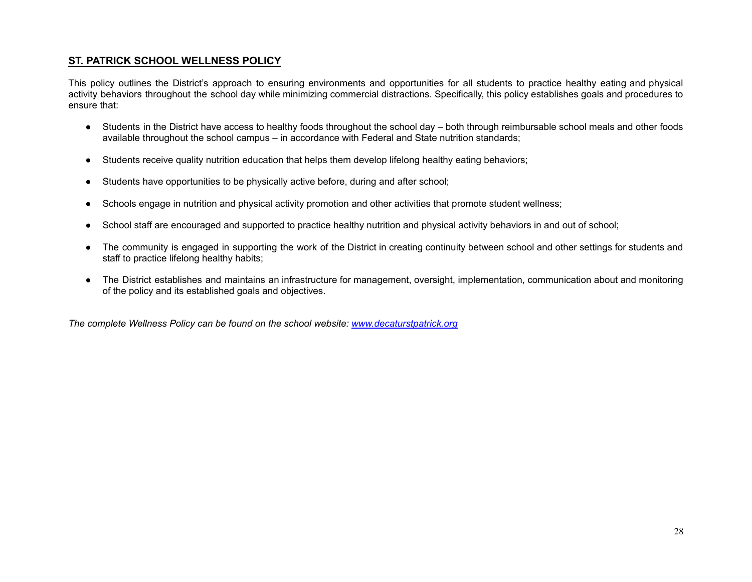## ST. PATRICK SCHOOL WELLNESS POLICY

This policy outlines the District's approach to ensuring environments and opportunities for all students to practice healthy eating and physical activity behaviors throughout the school day while minimizing commercial distractions. Specifically, this policy establishes goals and procedures to ensure that:

- Students in the District have access to healthy foods throughout the school day – both through reimbursable school meals and other foods available throughout the school campus – in accordance with Federal and State nutrition standards;
- Students receive quality nutrition education that helps them develop lifelong healthy eating behaviors;
- Students have opportunities to be physically active before, during and after school;
- Schools engage in nutrition and physical activity promotion and other activities that promote student wellness;
- School staff are encouraged and supported to practice healthy nutrition and physical activity behaviors in and out of school;
- The community is engaged in supporting the work of the District in creating continuity between school and other settings for students and staff to practice lifelong healthy habits;
- The District establishes and maintains an infrastructure for management, oversight, implementation, communication about and monitoring of the policy and its established goals and objectives.

*The complete Wellness Policy can be found on the school website: [www.decaturstpatrick.org](http://www.decaturstpatrick.org)*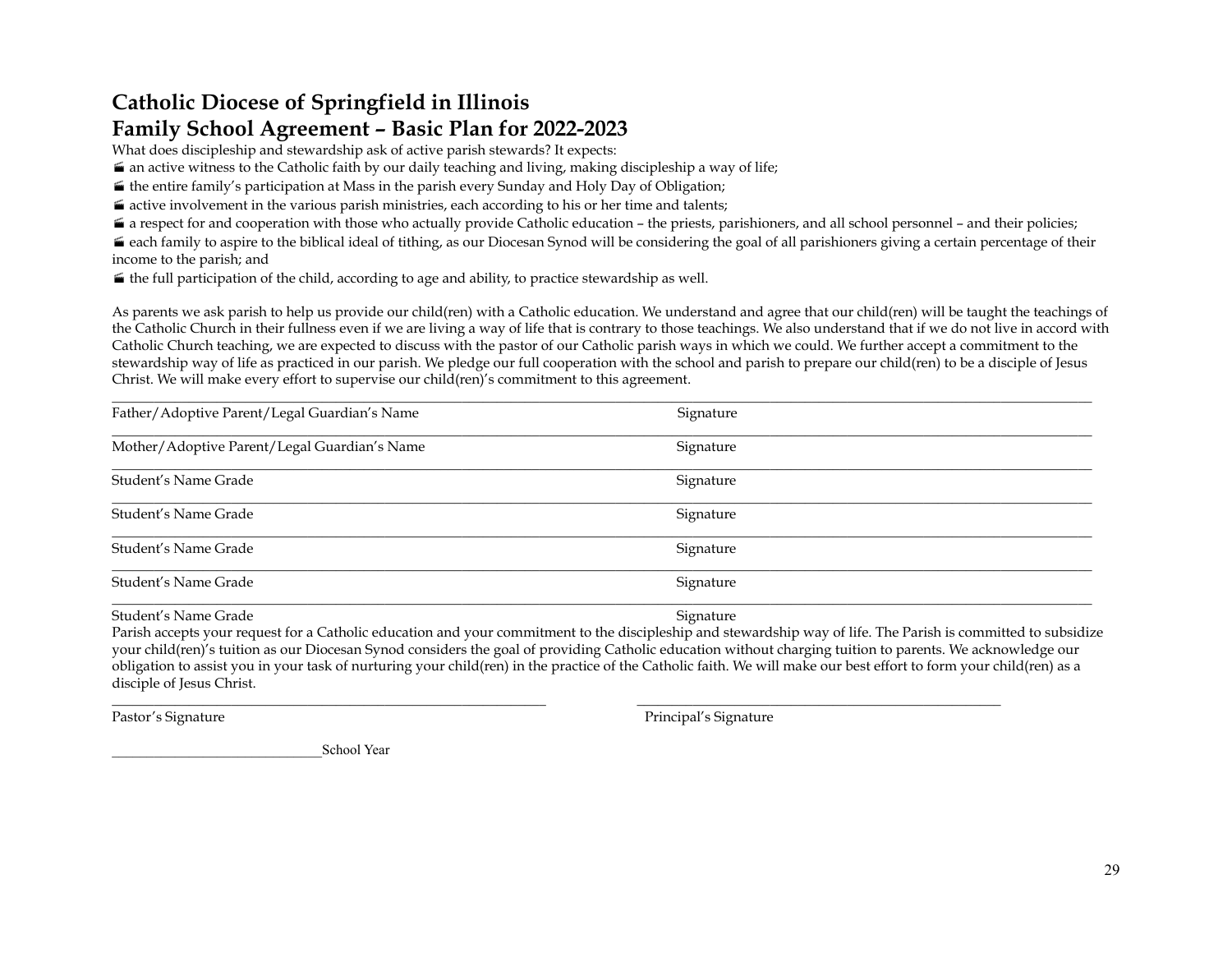# Catholic Diocese of Springfield in Illinois

## Family School Agreement – Basic Plan for 2022-2023

What does discipleship and stewardship ask of active parish stewards? It expects:

- an active witness to the Catholic faith by our daily teaching and living, making discipleship a way of life;
- the entire family's participation at Mass in the parish every Sunday and Holy Day of Obligation;
- active involvement in the various parish ministries, each according to his or her time and talents;
- a respect for and cooperation with those who actually provide Catholic education – the priests, parishioners, and all school personnel – and their policies;
- each family to aspire to the biblical ideal of tithing, as our Diocesan Synod will be considering the goal of all parishioners giving a certain percentage of their income to the parish; and
- the full participation of the child, according to age and ability, to practice stewardship as well.

As parents we ask parish to help us provide our child(ren) with a Catholic education. We understand and agree that our child(ren) will be taught the teachings of the Catholic Church in their fullness even if we are living a way of life that is contrary to those teachings. We also understand that if we do not live in accord with Catholic Church teaching, we are expected to discuss with the pastor of our Catholic parish ways in which we could. We further accept a commitment to the stewardship way of life as practiced in our parish. We pledge our full cooperation with the school and parish to prepare our child(ren) to be a disciple of Jesus Christ. We will make every effort to supervise our child(ren)'s commitment to this agreement.

_______________________________________________________________________________

Father/Adoptive Parent/Legal Guardian's Name Signature

_______________________________________________________________________________

Mother/Adoptive Parent/Legal Guardian's Name Signature

_______________________________________________________________________________

Student's Name Grade Signature

_______________________________________________________________________________

Student's Name Grade Signature

_______________________________________________________________________________

Student's Name Grade Signature

_______________________________________________________________________________

Student's Name Grade Signature

_______________________________________________________________________________

Student's Name Grade Signature

Parish accepts your request for a Catholic education and your commitment to the discipleship and stewardship way of life. The Parish is committed to subsidize your child(ren)'s tuition as our Diocesan Synod considers the goal of providing Catholic education without charging tuition to parents. We acknowledge our obligation to assist you in your task of nurturing your child(ren) in the practice of the Catholic faith. We will make our best effort to form your child(ren) as a disciple of Jesus Christ.

_________________________________________ _________________________________________

Pastor's Signature Principal's Signature

______________________School Year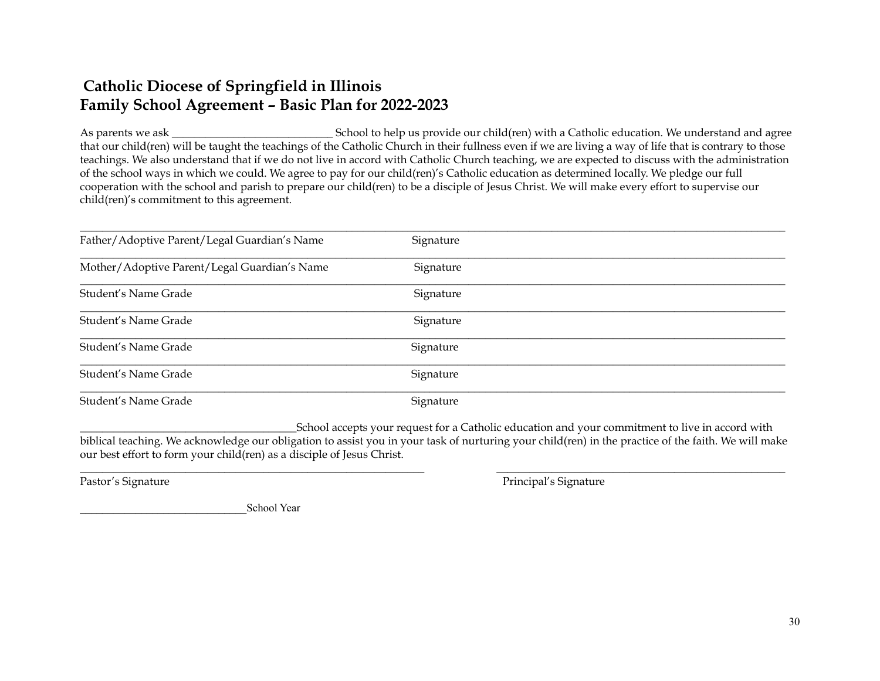## Catholic Diocese of Springfield in Illinois
## Family School Agreement – Basic Plan for 2022-2023

As parents we ask _____________________________ School to help us provide our child(ren) with a Catholic education. We understand and agree that our child(ren) will be taught the teachings of the Catholic Church in their fullness even if we are living a way of life that is contrary to those teachings. We also understand that if we do not live in accord with Catholic Church teaching, we are expected to discuss with the administration of the school ways in which we could. We agree to pay for our child(ren)'s Catholic education as determined locally. We pledge our full cooperation with the school and parish to prepare our child(ren) to be a disciple of Jesus Christ. We will make every effort to supervise our child(ren)'s commitment to this agreement.

_____________________________________________________________________________________________

Father/Adoptive Parent/Legal Guardian's Name Signature

_____________________________________________________________________________________________

Mother/Adoptive Parent/Legal Guardian's Name Signature

_____________________________________________________________________________________________

Student's Name Grade Signature

_____________________________________________________________________________________________

Student's Name Grade Signature

_____________________________________________________________________________________________

Student's Name Grade Signature

_____________________________________________________________________________________________

Student's Name Grade Signature

_____________________________________________________________________________________________

Student's Name Grade Signature

______________________________________School accepts your request for a Catholic education and your commitment to live in accord with biblical teaching. We acknowledge our obligation to assist you in your task of nurturing your child(ren) in the practice of the faith. We will make our best effort to form your child(ren) as a disciple of Jesus Christ.

_____________________________________________ _____________________________________

Pastor's Signature Principal's Signature

_____________________________School Year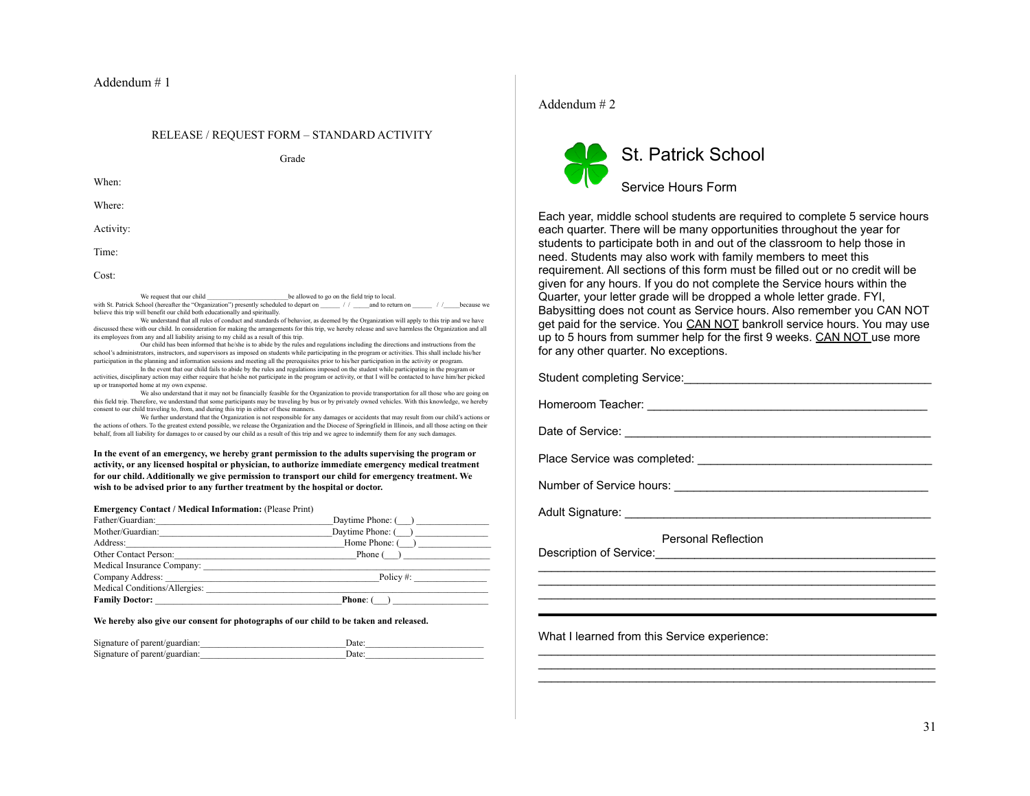Addendum # 1

RELEASE / REQUEST FORM – STANDARD ACTIVITY

Grade

When:

Where:

Activity:

Time:

Cost:

We request that our child _______________________be allowed to go on the field trip to local. with St. Patrick School (hereafter the "Organization") presently scheduled to depart on ______ / / _____and to return on ______ / /_____because we believe this trip will benefit our child both educationally and spiritually.

We understand that all rules of conduct and standards of behavior, as deemed by the Organization will apply to this trip and we have discussed these with our child. In consideration for making the arrangements for this trip, we hereby release and save harmless the Organization and all its employees from any and all liability arising to my child as a result of this trip.

Our child has been informed that he/she is to abide by the rules and regulations including the directions and instructions from the school's administrators, instructors, and supervisors as imposed on students while participating in the program or activities. This shall include his/her participation in the planning and information sessions and meeting all the prerequisites prior to his/her participation in the activity or program.

In the event that our child fails to abide by the rules and regulations imposed on the student while participating in the program or activities, disciplinary action may either require that he/she not participate in the program or activity, or that I will be contacted to have him/her picked up or transported home at my own expense.

We also understand that it may not be financially feasible for the Organization to provide transportation for all those who are going on this field trip. Therefore, we understand that some participants may be traveling by bus or by privately owned vehicles. With this knowledge, we hereby consent to our child traveling to, from, and during this trip in either of these manners.

We further understand that the Organization is not responsible for any damages or accidents that may result from our child's actions or the actions of others. To the greatest extend possible, we release the Organization and the Diocese of Springfield in Illinois, and all those acting on their behalf, from all liability for damages to or caused by our child as a result of this trip and we agree to indemnify them for any such damages.

**In the event of an emergency, we hereby grant permission to the adults supervising the program or activity, or any licensed hospital or physician, to authorize immediate emergency medical treatment for our child. Additionally we give permission to transport our child for emergency treatment. We wish to be advised prior to any further treatment by the hospital or doctor.**

**Emergency Contact / Medical Information:** (Please Print)

Father/Guardian:___________________________________Daytime Phone: (___) _______________

Mother/Guardian:___________________________________Daytime Phone: (___) _______________

Address:_________________________________________Home Phone: (___) _______________

Other Contact Person:_______________________________Phone (___) _______________

Medical Insurance Company: _____________________________________________________

Company Address: _________________________________Policy #: _______________

Medical Conditions/Allergies: ____________________________________________________

**Family Doctor:** _______________________________**Phone**: (___) _______________

**We hereby also give our consent for photographs of our child to be taken and released.**

Signature of parent/guardian:______________________________Date:________________________

Signature of parent/guardian:______________________________Date:________________________

Addendum # 2

# St. Patrick School

## Service Hours Form

Each year, middle school students are required to complete 5 service hours each quarter. There will be many opportunities throughout the year for students to participate both in and out of the classroom to help those in need. Students may also work with family members to meet this requirement. All sections of this form must be filled out or no credit will be given for any hours. If you do not complete the Service hours within the Quarter, your letter grade will be dropped a whole letter grade. FYI, Babysitting does not count as Service hours. Also remember you CAN NOT get paid for the service. You CAN NOT bankroll service hours. You may use up to 5 hours from summer help for the first 9 weeks. CAN NOT use more for any other quarter. No exceptions.

Student completing Service:_______________________________________

Homeroom Teacher: ___________________________________________

Date of Service: _______________________________________________

Place Service was completed: ____________________________________

Number of Service hours: _______________________________________

Adult Signature: _______________________________________________

Personal Reflection

Description of Service:__________________________________________

________________________________________________________________

________________________________________________________________

________________________________________________________________

What I learned from this Service experience:

________________________________________________________________

________________________________________________________________

________________________________________________________________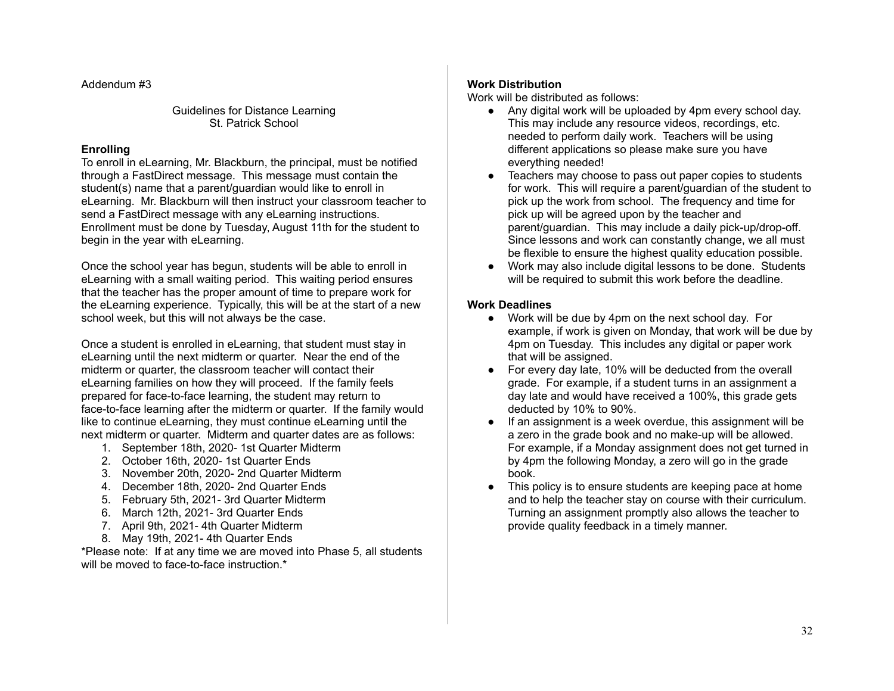Addendum #3

Guidelines for Distance Learning
St. Patrick School

**Enrolling**

To enroll in eLearning, Mr. Blackburn, the principal, must be notified through a FastDirect message. This message must contain the student(s) name that a parent/guardian would like to enroll in eLearning. Mr. Blackburn will then instruct your classroom teacher to send a FastDirect message with any eLearning instructions. Enrollment must be done by Tuesday, August 11th for the student to begin in the year with eLearning.

Once the school year has begun, students will be able to enroll in eLearning with a small waiting period. This waiting period ensures that the teacher has the proper amount of time to prepare work for the eLearning experience. Typically, this will be at the start of a new school week, but this will not always be the case.

Once a student is enrolled in eLearning, that student must stay in eLearning until the next midterm or quarter. Near the end of the midterm or quarter, the classroom teacher will contact their eLearning families on how they will proceed. If the family feels prepared for face-to-face learning, the student may return to face-to-face learning after the midterm or quarter. If the family would like to continue eLearning, they must continue eLearning until the next midterm or quarter. Midterm and quarter dates are as follows:

1. September 18th, 2020- 1st Quarter Midterm
2. October 16th, 2020- 1st Quarter Ends
3. November 20th, 2020- 2nd Quarter Midterm
4. December 18th, 2020- 2nd Quarter Ends
5. February 5th, 2021- 3rd Quarter Midterm
6. March 12th, 2021- 3rd Quarter Ends
7. April 9th, 2021- 4th Quarter Midterm
8. May 19th, 2021- 4th Quarter Ends

*Please note: If at any time we are moved into Phase 5, all students will be moved to face-to-face instruction.*

**Work Distribution**

Work will be distributed as follows:

- Any digital work will be uploaded by 4pm every school day. This may include any resource videos, recordings, etc. needed to perform daily work. Teachers will be using different applications so please make sure you have everything needed!
- Teachers may choose to pass out paper copies to students for work. This will require a parent/guardian of the student to pick up the work from school. The frequency and time for pick up will be agreed upon by the teacher and parent/guardian. This may include a daily pick-up/drop-off. Since lessons and work can constantly change, we all must be flexible to ensure the highest quality education possible.
- Work may also include digital lessons to be done. Students will be required to submit this work before the deadline.

**Work Deadlines**

- Work will be due by 4pm on the next school day. For example, if work is given on Monday, that work will be due by 4pm on Tuesday. This includes any digital or paper work that will be assigned.
- For every day late, 10% will be deducted from the overall grade. For example, if a student turns in an assignment a day late and would have received a 100%, this grade gets deducted by 10% to 90%.
- If an assignment is a week overdue, this assignment will be a zero in the grade book and no make-up will be allowed. For example, if a Monday assignment does not get turned in by 4pm the following Monday, a zero will go in the grade book.
- This policy is to ensure students are keeping pace at home and to help the teacher stay on course with their curriculum. Turning an assignment promptly also allows the teacher to provide quality feedback in a timely manner.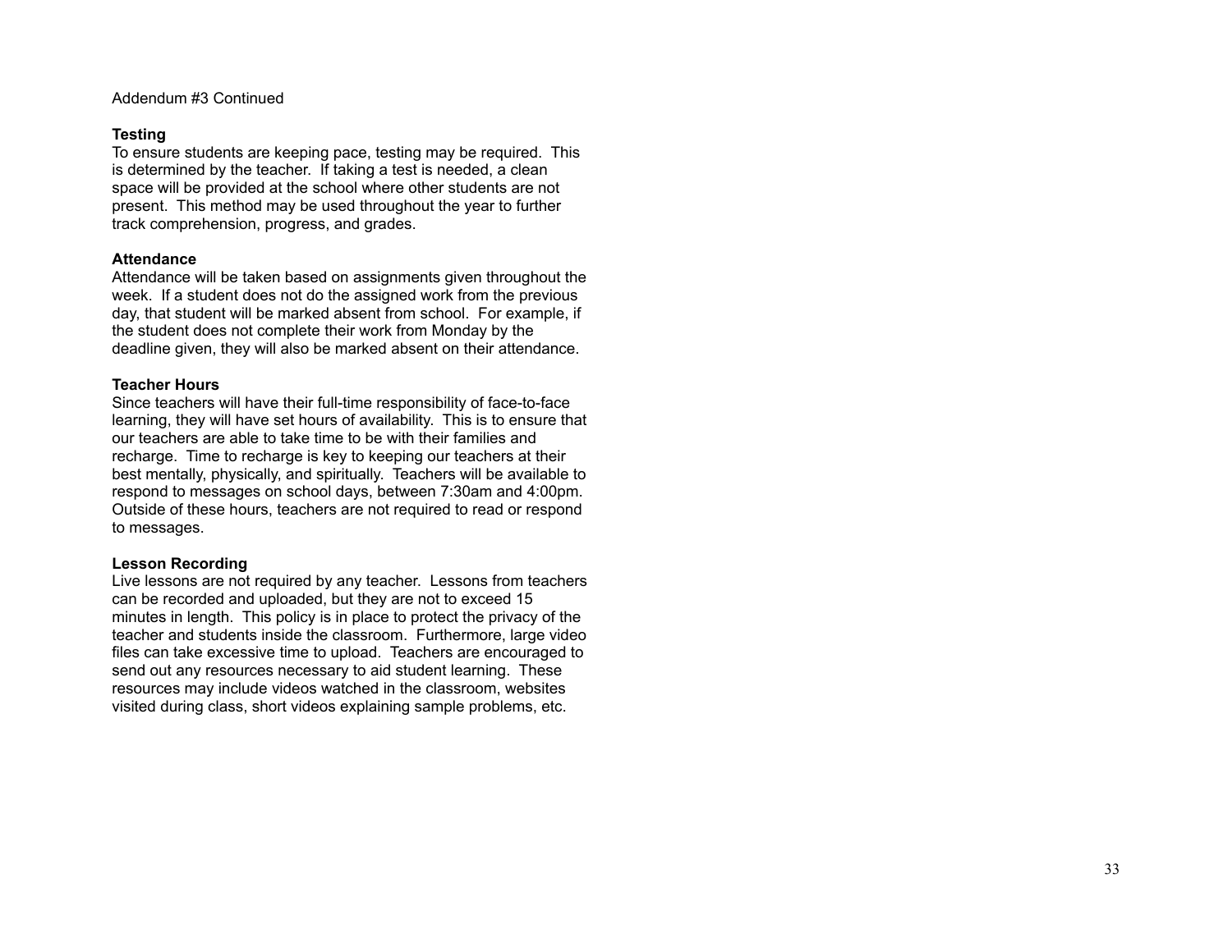Addendum #3 Continued

**Testing**

To ensure students are keeping pace, testing may be required. This is determined by the teacher. If taking a test is needed, a clean space will be provided at the school where other students are not present. This method may be used throughout the year to further track comprehension, progress, and grades.

**Attendance**

Attendance will be taken based on assignments given throughout the week. If a student does not do the assigned work from the previous day, that student will be marked absent from school. For example, if the student does not complete their work from Monday by the deadline given, they will also be marked absent on their attendance.

**Teacher Hours**

Since teachers will have their full-time responsibility of face-to-face learning, they will have set hours of availability. This is to ensure that our teachers are able to take time to be with their families and recharge. Time to recharge is key to keeping our teachers at their best mentally, physically, and spiritually. Teachers will be available to respond to messages on school days, between 7:30am and 4:00pm. Outside of these hours, teachers are not required to read or respond to messages.

**Lesson Recording**

Live lessons are not required by any teacher. Lessons from teachers can be recorded and uploaded, but they are not to exceed 15 minutes in length. This policy is in place to protect the privacy of the teacher and students inside the classroom. Furthermore, large video files can take excessive time to upload. Teachers are encouraged to send out any resources necessary to aid student learning. These resources may include videos watched in the classroom, websites visited during class, short videos explaining sample problems, etc.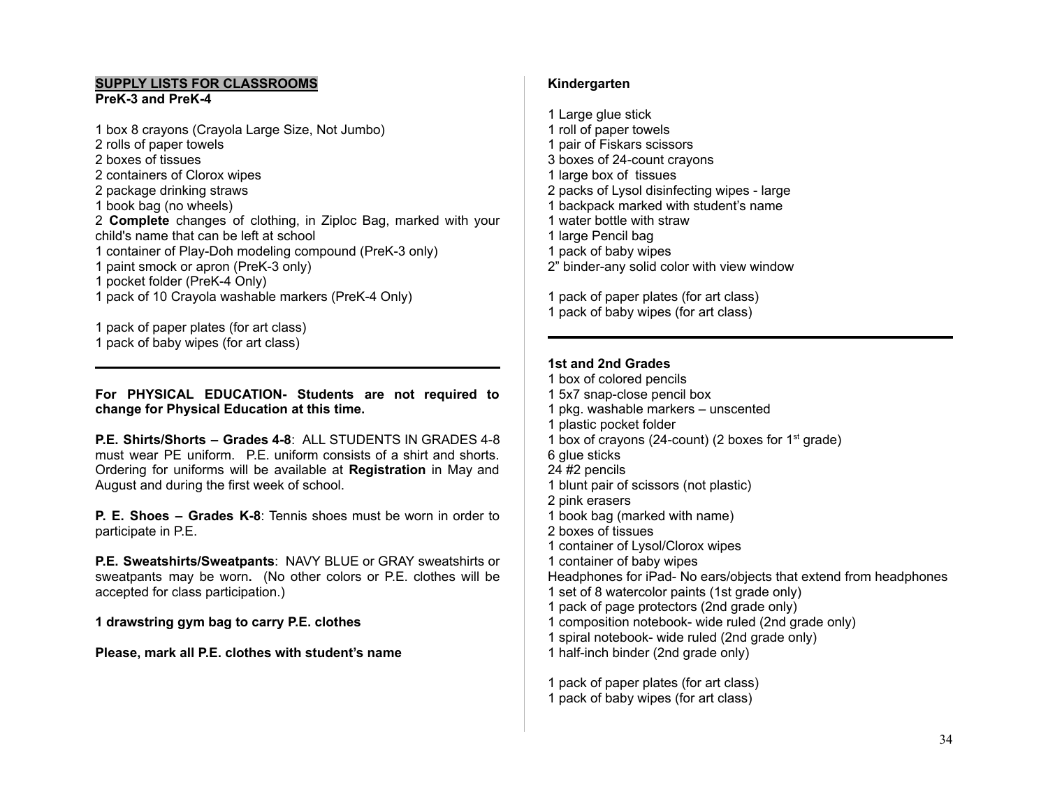## SUPPLY LISTS FOR CLASSROOMS

### PreK-3 and PreK-4

1 box 8 crayons (Crayola Large Size, Not Jumbo)
2 rolls of paper towels
2 boxes of tissues
2 containers of Clorox wipes
2 package drinking straws
1 book bag (no wheels)
2 **Complete** changes of clothing, in Ziploc Bag, marked with your child's name that can be left at school
1 container of Play-Doh modeling compound (PreK-3 only)
1 paint smock or apron (PreK-3 only)
1 pocket folder (PreK-4 Only)
1 pack of 10 Crayola washable markers (PreK-4 Only)

1 pack of paper plates (for art class)
1 pack of baby wipes (for art class)

---

**For PHYSICAL EDUCATION- Students are not required to change for Physical Education at this time.**

**P.E. Shirts/Shorts – Grades 4-8**: ALL STUDENTS IN GRADES 4-8 must wear PE uniform. P.E. uniform consists of a shirt and shorts. Ordering for uniforms will be available at **Registration** in May and August and during the first week of school.

**P. E. Shoes – Grades K-8**: Tennis shoes must be worn in order to participate in P.E.

**P.E. Sweatshirts/Sweatpants**: NAVY BLUE or GRAY sweatshirts or sweatpants may be worn**.** (No other colors or P.E. clothes will be accepted for class participation.)

**1 drawstring gym bag to carry P.E. clothes**

**Please, mark all P.E. clothes with student's name**

### Kindergarten

1 Large glue stick
1 roll of paper towels
1 pair of Fiskars scissors
3 boxes of 24-count crayons
1 large box of tissues
2 packs of Lysol disinfecting wipes - large
1 backpack marked with student's name
1 water bottle with straw
1 large Pencil bag
1 pack of baby wipes
2" binder-any solid color with view window

1 pack of paper plates (for art class)
1 pack of baby wipes (for art class)

---

### 1st and 2nd Grades

1 box of colored pencils
1 5x7 snap-close pencil box
1 pkg. washable markers – unscented
1 plastic pocket folder
1 box of crayons (24-count) (2 boxes for 1st grade)
6 glue sticks
24 #2 pencils
1 blunt pair of scissors (not plastic)
2 pink erasers
1 book bag (marked with name)
2 boxes of tissues
1 container of Lysol/Clorox wipes
1 container of baby wipes
Headphones for iPad- No ears/objects that extend from headphones
1 set of 8 watercolor paints (1st grade only)
1 pack of page protectors (2nd grade only)
1 composition notebook- wide ruled (2nd grade only)
1 spiral notebook- wide ruled (2nd grade only)
1 half-inch binder (2nd grade only)

1 pack of paper plates (for art class)
1 pack of baby wipes (for art class)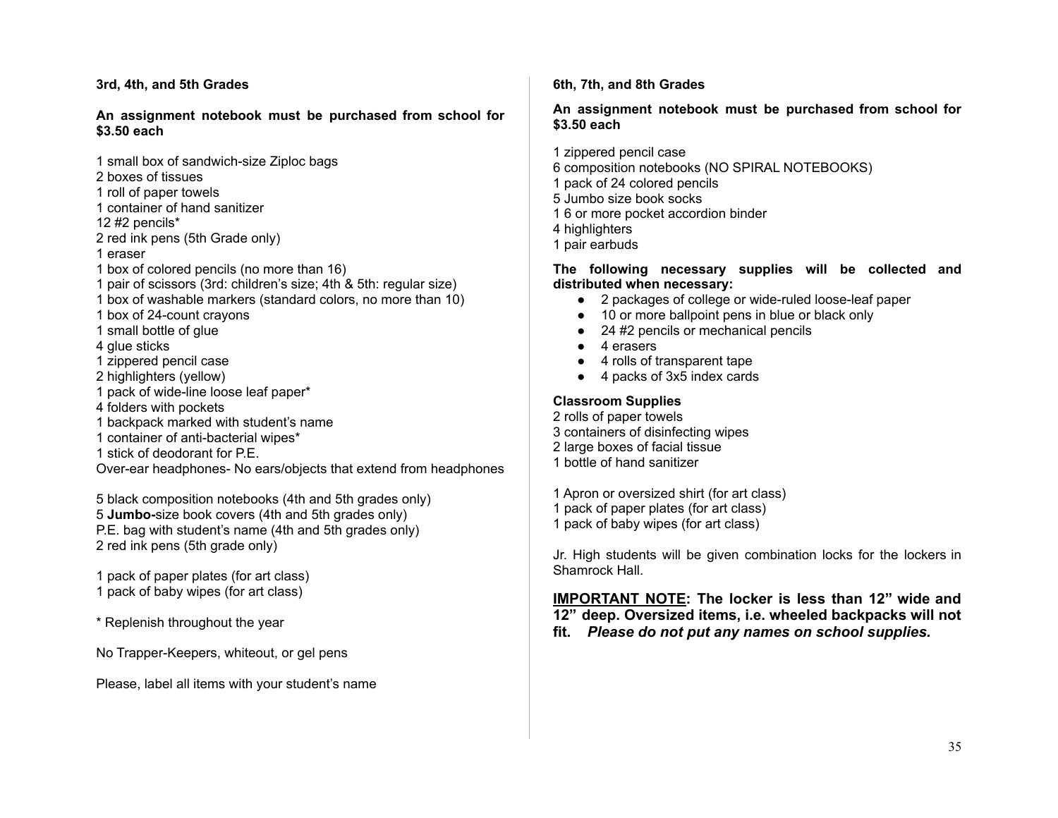**3rd, 4th, and 5th Grades**

**An assignment notebook must be purchased from school for $3.50 each**

1 small box of sandwich-size Ziploc bags
2 boxes of tissues
1 roll of paper towels
1 container of hand sanitizer
12 #2 pencils*
2 red ink pens (5th Grade only)
1 eraser
1 box of colored pencils (no more than 16)
1 pair of scissors (3rd: children's size; 4th & 5th: regular size)
1 box of washable markers (standard colors, no more than 10)
1 box of 24-count crayons
1 small bottle of glue
4 glue sticks
1 zippered pencil case
2 highlighters (yellow)
1 pack of wide-line loose leaf paper*
4 folders with pockets
1 backpack marked with student's name
1 container of anti-bacterial wipes*
1 stick of deodorant for P.E.
Over-ear headphones- No ears/objects that extend from headphones

5 black composition notebooks (4th and 5th grades only)
5 **Jumbo-**size book covers (4th and 5th grades only)
P.E. bag with student's name (4th and 5th grades only)
2 red ink pens (5th grade only)

1 pack of paper plates (for art class)
1 pack of baby wipes (for art class)

\* Replenish throughout the year

No Trapper-Keepers, whiteout, or gel pens

Please, label all items with your student's name

**6th, 7th, and 8th Grades**

**An assignment notebook must be purchased from school for $3.50 each**

1 zippered pencil case
6 composition notebooks (NO SPIRAL NOTEBOOKS)
1 pack of 24 colored pencils
5 Jumbo size book socks
1 6 or more pocket accordion binder
4 highlighters
1 pair earbuds

**The following necessary supplies will be collected and distributed when necessary:**

- 2 packages of college or wide-ruled loose-leaf paper
- 10 or more ballpoint pens in blue or black only
- 24 #2 pencils or mechanical pencils
- 4 erasers
- 4 rolls of transparent tape
- 4 packs of 3x5 index cards

**Classroom Supplies**
2 rolls of paper towels
3 containers of disinfecting wipes
2 large boxes of facial tissue
1 bottle of hand sanitizer

1 Apron or oversized shirt (for art class)
1 pack of paper plates (for art class)
1 pack of baby wipes (for art class)

Jr. High students will be given combination locks for the lockers in Shamrock Hall.

**<u>IMPORTANT NOTE</u>: The locker is less than 12" wide and 12" deep. Oversized items, i.e. wheeled backpacks will not fit.** ***Please do not put any names on school supplies.***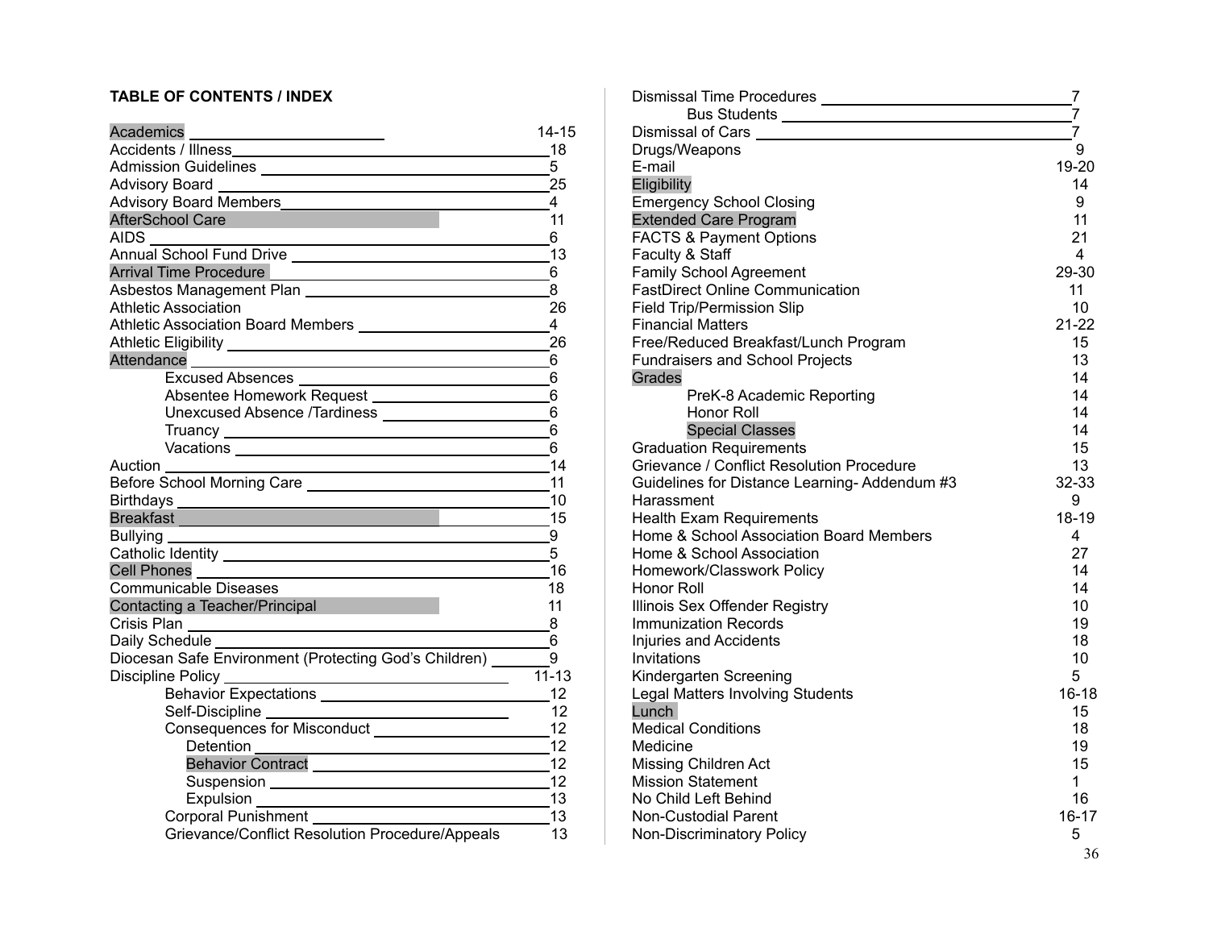**TABLE OF CONTENTS / INDEX**

| Topic | Page |
|---|---|
| Academics | 14-15 |
| Accidents / Illness | 18 |
| Admission Guidelines | 5 |
| Advisory Board | 25 |
| Advisory Board Members | 4 |
| AfterSchool Care | 11 |
| AIDS | 6 |
| Annual School Fund Drive | 13 |
| Arrival Time Procedure | 6 |
| Asbestos Management Plan | 8 |
| Athletic Association | 26 |
| Athletic Association Board Members | 4 |
| Athletic Eligibility | 26 |
| Attendance | 6 |
| &nbsp;&nbsp;&nbsp;&nbsp;Excused Absences | 6 |
| &nbsp;&nbsp;&nbsp;&nbsp;Absentee Homework Request | 6 |
| &nbsp;&nbsp;&nbsp;&nbsp;Unexcused Absence /Tardiness | 6 |
| &nbsp;&nbsp;&nbsp;&nbsp;Truancy | 6 |
| &nbsp;&nbsp;&nbsp;&nbsp;Vacations | 6 |
| Auction | 14 |
| Before School Morning Care | 11 |
| Birthdays | 10 |
| Breakfast | 15 |
| Bullying | 9 |
| Catholic Identity | 5 |
| Cell Phones | 16 |
| Communicable Diseases | 18 |
| Contacting a Teacher/Principal | 11 |
| Crisis Plan | 8 |
| Daily Schedule | 6 |
| Diocesan Safe Environment (Protecting God's Children) | 9 |
| Discipline Policy | 11-13 |
| &nbsp;&nbsp;&nbsp;&nbsp;Behavior Expectations | 12 |
| &nbsp;&nbsp;&nbsp;&nbsp;Self-Discipline | 12 |
| &nbsp;&nbsp;&nbsp;&nbsp;Consequences for Misconduct | 12 |
| &nbsp;&nbsp;&nbsp;&nbsp;&nbsp;&nbsp;&nbsp;&nbsp;Detention | 12 |
| &nbsp;&nbsp;&nbsp;&nbsp;&nbsp;&nbsp;&nbsp;&nbsp;Behavior Contract | 12 |
| &nbsp;&nbsp;&nbsp;&nbsp;&nbsp;&nbsp;&nbsp;&nbsp;Suspension | 12 |
| &nbsp;&nbsp;&nbsp;&nbsp;&nbsp;&nbsp;&nbsp;&nbsp;Expulsion | 13 |
| &nbsp;&nbsp;&nbsp;&nbsp;Corporal Punishment | 13 |
| &nbsp;&nbsp;&nbsp;&nbsp;Grievance/Conflict Resolution Procedure/Appeals | 13 |
| Dismissal Time Procedures | 7 |
| &nbsp;&nbsp;&nbsp;&nbsp;Bus Students | 7 |
| Dismissal of Cars | 7 |
| Drugs/Weapons | 9 |
| E-mail | 19-20 |
| Eligibility | 14 |
| Emergency School Closing | 9 |
| Extended Care Program | 11 |
| FACTS & Payment Options | 21 |
| Faculty & Staff | 4 |
| Family School Agreement | 29-30 |
| FastDirect Online Communication | 11 |
| Field Trip/Permission Slip | 10 |
| Financial Matters | 21-22 |
| Free/Reduced Breakfast/Lunch Program | 15 |
| Fundraisers and School Projects | 13 |
| Grades | 14 |
| &nbsp;&nbsp;&nbsp;&nbsp;PreK-8 Academic Reporting | 14 |
| &nbsp;&nbsp;&nbsp;&nbsp;Honor Roll | 14 |
| &nbsp;&nbsp;&nbsp;&nbsp;Special Classes | 14 |
| Graduation Requirements | 15 |
| Grievance / Conflict Resolution Procedure | 13 |
| Guidelines for Distance Learning- Addendum #3 | 32-33 |
| Harassment | 9 |
| Health Exam Requirements | 18-19 |
| Home & School Association Board Members | 4 |
| Home & School Association | 27 |
| Homework/Classwork Policy | 14 |
| Honor Roll | 14 |
| Illinois Sex Offender Registry | 10 |
| Immunization Records | 19 |
| Injuries and Accidents | 18 |
| Invitations | 10 |
| Kindergarten Screening | 5 |
| Legal Matters Involving Students | 16-18 |
| Lunch | 15 |
| Medical Conditions | 18 |
| Medicine | 19 |
| Missing Children Act | 15 |
| Mission Statement | 1 |
| No Child Left Behind | 16 |
| Non-Custodial Parent | 16-17 |
| Non-Discriminatory Policy | 5 |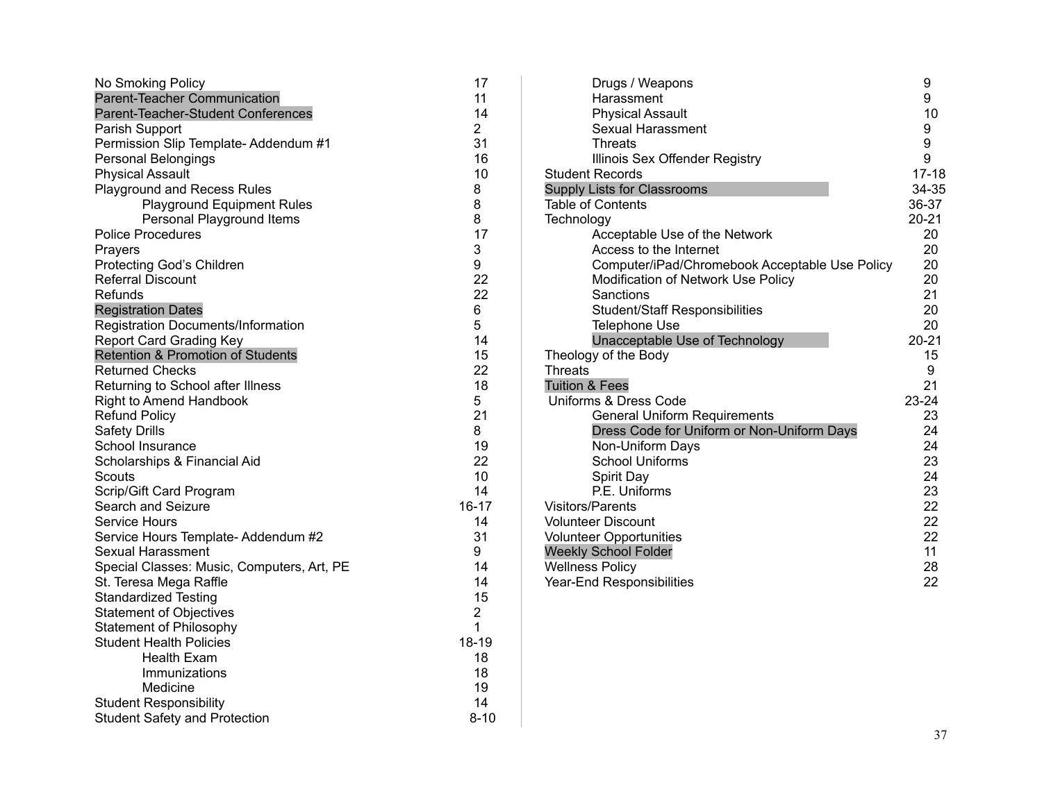| | |
|---|---|
| No Smoking Policy | 17 |
| Parent-Teacher Communication | 11 |
| Parent-Teacher-Student Conferences | 14 |
| Parish Support | 2 |
| Permission Slip Template- Addendum #1 | 31 |
| Personal Belongings | 16 |
| Physical Assault | 10 |
| Playground and Recess Rules | 8 |
| Playground Equipment Rules | 8 |
| Personal Playground Items | 8 |
| Police Procedures | 17 |
| Prayers | 3 |
| Protecting God's Children | 9 |
| Referral Discount | 22 |
| Refunds | 22 |
| Registration Dates | 6 |
| Registration Documents/Information | 5 |
| Report Card Grading Key | 14 |
| Retention & Promotion of Students | 15 |
| Returned Checks | 22 |
| Returning to School after Illness | 18 |
| Right to Amend Handbook | 5 |
| Refund Policy | 21 |
| Safety Drills | 8 |
| School Insurance | 19 |
| Scholarships & Financial Aid | 22 |
| Scouts | 10 |
| Scrip/Gift Card Program | 14 |
| Search and Seizure | 16-17 |
| Service Hours | 14 |
| Service Hours Template- Addendum #2 | 31 |
| Sexual Harassment | 9 |
| Special Classes: Music, Computers, Art, PE | 14 |
| St. Teresa Mega Raffle | 14 |
| Standardized Testing | 15 |
| Statement of Objectives | 2 |
| Statement of Philosophy | 1 |
| Student Health Policies | 18-19 |
| Health Exam | 18 |
| Immunizations | 18 |
| Medicine | 19 |
| Student Responsibility | 14 |
| Student Safety and Protection | 8-10 |
| Drugs / Weapons | 9 |
| Harassment | 9 |
| Physical Assault | 10 |
| Sexual Harassment | 9 |
| Threats | 9 |
| Illinois Sex Offender Registry | 9 |
| Student Records | 17-18 |
| Supply Lists for Classrooms | 34-35 |
| Table of Contents | 36-37 |
| Technology | 20-21 |
| Acceptable Use of the Network | 20 |
| Access to the Internet | 20 |
| Computer/iPad/Chromebook Acceptable Use Policy | 20 |
| Modification of Network Use Policy | 20 |
| Sanctions | 21 |
| Student/Staff Responsibilities | 20 |
| Telephone Use | 20 |
| Unacceptable Use of Technology | 20-21 |
| Theology of the Body | 15 |
| Threats | 9 |
| Tuition & Fees | 21 |
| Uniforms & Dress Code | 23-24 |
| General Uniform Requirements | 23 |
| Dress Code for Uniform or Non-Uniform Days | 24 |
| Non-Uniform Days | 24 |
| School Uniforms | 23 |
| Spirit Day | 24 |
| P.E. Uniforms | 23 |
| Visitors/Parents | 22 |
| Volunteer Discount | 22 |
| Volunteer Opportunities | 22 |
| Weekly School Folder | 11 |
| Wellness Policy | 28 |
| Year-End Responsibilities | 22 |